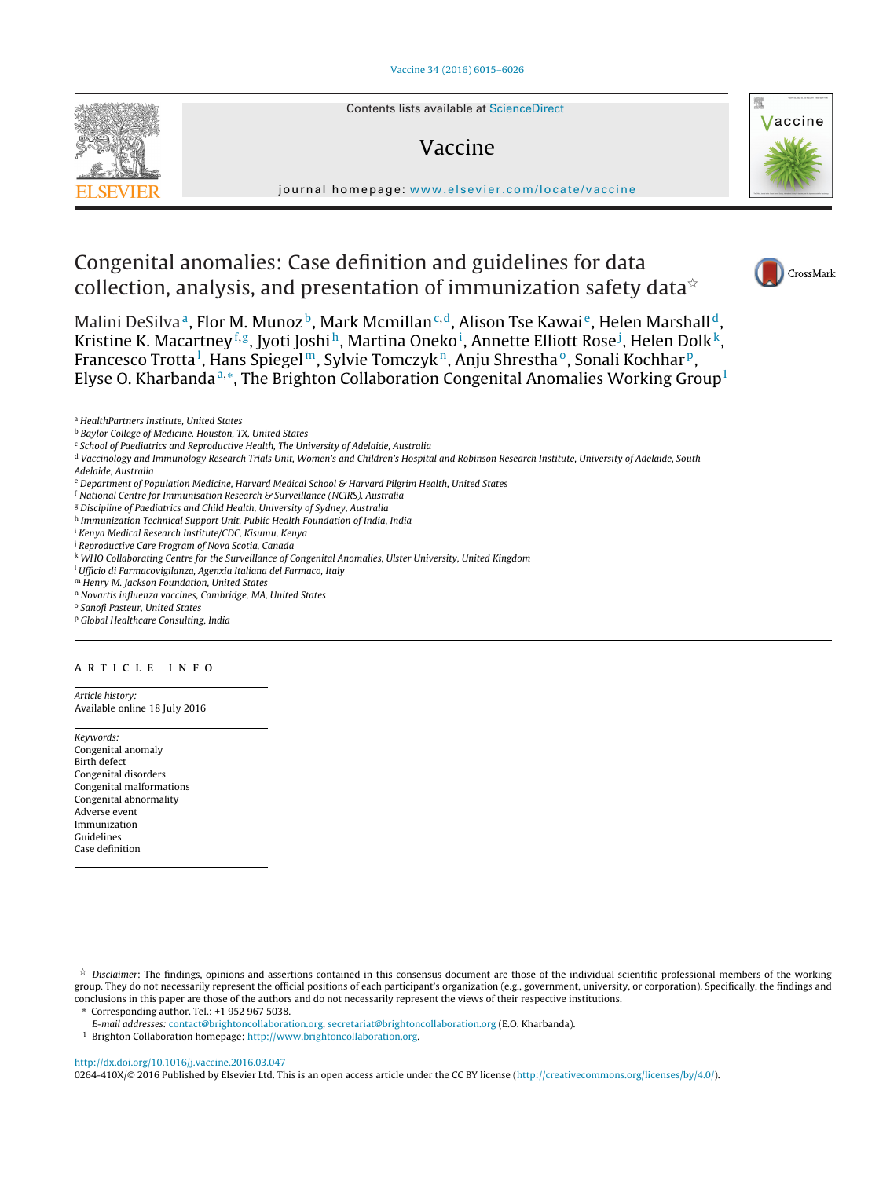# Congenital anomalies: Case definition and guidelines for data collection, analysis, and presentation of immunization safety data☆

Malini DeSilva[a], Flor M. Munoz[b], Mark Mcmillan[c,d], Alison Tse Kawai[e], Helen Marshall[d], Kristine K. Macartney[f,g], Jyoti Joshi[h], Martina Oneko[i], Annette Elliott Rose[j], Helen Dolk[k], Francesco Trotta[l], Hans Spiegel[m], Sylvie Tomczyk[n], Anju Shrestha[o], Sonali Kochhar[p], Elyse O. Kharbanda[a,*], The Brighton Collaboration Congenital Anomalies Working Group[1]

[a] HealthPartners Institute, United States
[b] Baylor College of Medicine, Houston, TX, United States
[c] School of Paediatrics and Reproductive Health, The University of Adelaide, Australia
[d] Vaccinology and Immunology Research Trials Unit, Women's and Children's Hospital and Robinson Research Institute, University of Adelaide, South Adelaide, Australia
[e] Department of Population Medicine, Harvard Medical School & Harvard Pilgrim Health, United States
[f] National Centre for Immunisation Research & Surveillance (NCIRS), Australia
[g] Discipline of Paediatrics and Child Health, University of Sydney, Australia
[h] Immunization Technical Support Unit, Public Health Foundation of India, India
[i] Kenya Medical Research Institute/CDC, Kisumu, Kenya
[j] Reproductive Care Program of Nova Scotia, Canada
[k] WHO Collaborating Centre for the Surveillance of Congenital Anomalies, Ulster University, United Kingdom
[l] Ufficio di Farmacovigilanza, Agenxia Italiana del Farmaco, Italy
[m] Henry M. Jackson Foundation, United States
[n] Novartis influenza vaccines, Cambridge, MA, United States
[o] Sanofi Pasteur, United States
[p] Global Healthcare Consulting, India

## ARTICLE INFO

*Article history:*
Available online 18 July 2016

*Keywords:*
Congenital anomaly
Birth defect
Congenital disorders
Congenital malformations
Congenital abnormality
Adverse event
Immunization
Guidelines
Case definition

☆ *Disclaimer*: The findings, opinions and assertions contained in this consensus document are those of the individual scientific professional members of the working group. They do not necessarily represent the official positions of each participant's organization (e.g., government, university, or corporation). Specifically, the findings and conclusions in this paper are those of the authors and do not necessarily represent the views of their respective institutions.

\* Corresponding author. Tel.: +1 952 967 5038.
*E-mail addresses:* contact@brightoncollaboration.org, secretariat@brightoncollaboration.org (E.O. Kharbanda).

[1] Brighton Collaboration homepage: http://www.brightoncollaboration.org.

http://dx.doi.org/10.1016/j.vaccine.2016.03.047
0264-410X/© 2016 Published by Elsevier Ltd. This is an open access article under the CC BY license (http://creativecommons.org/licenses/by/4.0/).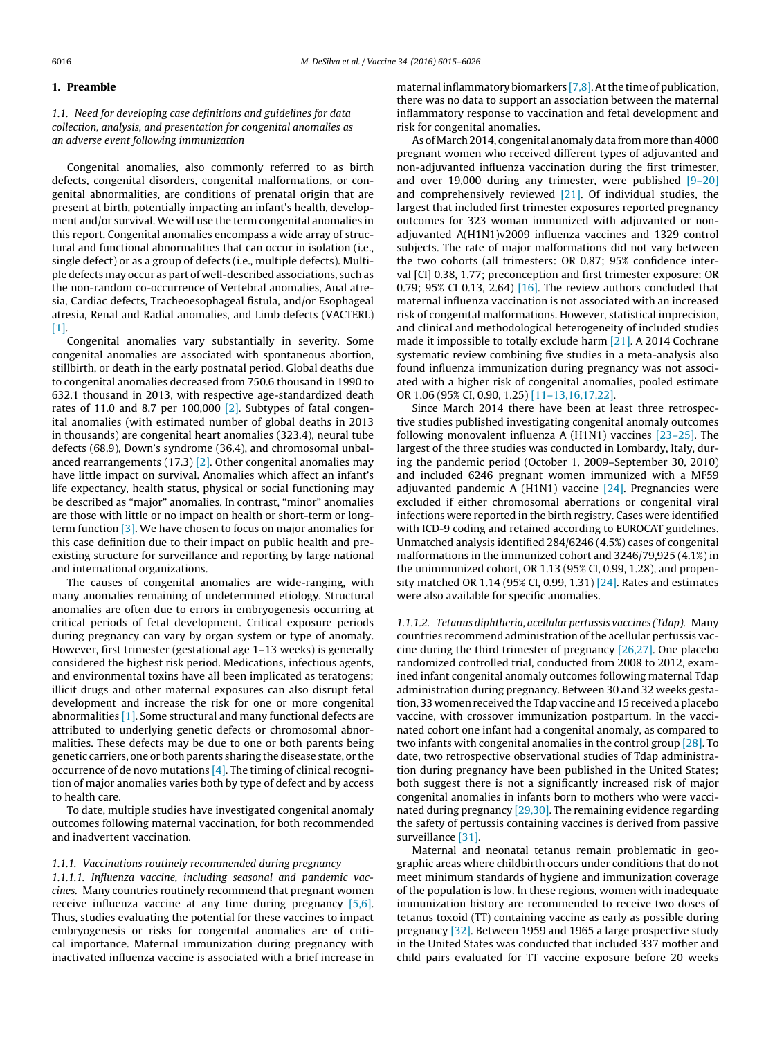## 1. Preamble

### 1.1. Need for developing case definitions and guidelines for data collection, analysis, and presentation for congenital anomalies as an adverse event following immunization

Congenital anomalies, also commonly referred to as birth defects, congenital disorders, congenital malformations, or congenital abnormalities, are conditions of prenatal origin that are present at birth, potentially impacting an infant's health, development and/or survival. We will use the term congenital anomalies in this report. Congenital anomalies encompass a wide array of structural and functional abnormalities that can occur in isolation (i.e., single defect) or as a group of defects (i.e., multiple defects). Multiple defects may occur as part of well-described associations, such as the non-random co-occurrence of Vertebral anomalies, Anal atresia, Cardiac defects, Tracheoesophageal fistula, and/or Esophageal atresia, Renal and Radial anomalies, and Limb defects (VACTERL) [1].

Congenital anomalies vary substantially in severity. Some congenital anomalies are associated with spontaneous abortion, stillbirth, or death in the early postnatal period. Global deaths due to congenital anomalies decreased from 750.6 thousand in 1990 to 632.1 thousand in 2013, with respective age-standardized death rates of 11.0 and 8.7 per 100,000 [2]. Subtypes of fatal congenital anomalies (with estimated number of global deaths in 2013 in thousands) are congenital heart anomalies (323.4), neural tube defects (68.9), Down's syndrome (36.4), and chromosomal unbalanced rearrangements (17.3) [2]. Other congenital anomalies may have little impact on survival. Anomalies which affect an infant's life expectancy, health status, physical or social functioning may be described as "major" anomalies. In contrast, "minor" anomalies are those with little or no impact on health or short-term or long-term function [3]. We have chosen to focus on major anomalies for this case definition due to their impact on public health and pre-existing structure for surveillance and reporting by large national and international organizations.

The causes of congenital anomalies are wide-ranging, with many anomalies remaining of undetermined etiology. Structural anomalies are often due to errors in embryogenesis occurring at critical periods of fetal development. Critical exposure periods during pregnancy can vary by organ system or type of anomaly. However, first trimester (gestational age 1–13 weeks) is generally considered the highest risk period. Medications, infectious agents, and environmental toxins have all been implicated as teratogens; illicit drugs and other maternal exposures can also disrupt fetal development and increase the risk for one or more congenital abnormalities [1]. Some structural and many functional defects are attributed to underlying genetic defects or chromosomal abnormalities. These defects may be due to one or both parents being genetic carriers, one or both parents sharing the disease state, or the occurrence of de novo mutations [4]. The timing of clinical recognition of major anomalies varies both by type of defect and by access to health care.

To date, multiple studies have investigated congenital anomaly outcomes following maternal vaccination, for both recommended and inadvertent vaccination.

#### 1.1.1. Vaccinations routinely recommended during pregnancy

*1.1.1.1. Influenza vaccine, including seasonal and pandemic vaccines.* Many countries routinely recommend that pregnant women receive influenza vaccine at any time during pregnancy [5,6]. Thus, studies evaluating the potential for these vaccines to impact embryogenesis or risks for congenital anomalies are of critical importance. Maternal immunization during pregnancy with inactivated influenza vaccine is associated with a brief increase in maternal inflammatory biomarkers [7,8]. At the time of publication, there was no data to support an association between the maternal inflammatory response to vaccination and fetal development and risk for congenital anomalies.

As of March 2014, congenital anomaly data from more than 4000 pregnant women who received different types of adjuvanted and non-adjuvanted influenza vaccination during the first trimester, and over 19,000 during any trimester, were published [9–20] and comprehensively reviewed [21]. Of individual studies, the largest that included first trimester exposures reported pregnancy outcomes for 323 woman immunized with adjuvanted or non-adjuvanted A(H1N1)v2009 influenza vaccines and 1329 control subjects. The rate of major malformations did not vary between the two cohorts (all trimesters: OR 0.87; 95% confidence interval [CI] 0.38, 1.77; preconception and first trimester exposure: OR 0.79; 95% CI 0.13, 2.64) [16]. The review authors concluded that maternal influenza vaccination is not associated with an increased risk of congenital malformations. However, statistical imprecision, and clinical and methodological heterogeneity of included studies made it impossible to totally exclude harm [21]. A 2014 Cochrane systematic review combining five studies in a meta-analysis also found influenza immunization during pregnancy was not associated with a higher risk of congenital anomalies, pooled estimate OR 1.06 (95% CI, 0.90, 1.25) [11–13,16,17,22].

Since March 2014 there have been at least three retrospective studies published investigating congenital anomaly outcomes following monovalent influenza A (H1N1) vaccines [23–25]. The largest of the three studies was conducted in Lombardy, Italy, during the pandemic period (October 1, 2009–September 30, 2010) and included 6246 pregnant women immunized with a MF59 adjuvanted pandemic A (H1N1) vaccine [24]. Pregnancies were excluded if either chromosomal aberrations or congenital viral infections were reported in the birth registry. Cases were identified with ICD-9 coding and retained according to EUROCAT guidelines. Unmatched analysis identified 284/6246 (4.5%) cases of congenital malformations in the immunized cohort and 3246/79,925 (4.1%) in the unimmunized cohort, OR 1.13 (95% CI, 0.99, 1.28), and propensity matched OR 1.14 (95% CI, 0.99, 1.31) [24]. Rates and estimates were also available for specific anomalies.

*1.1.1.2. Tetanus diphtheria, acellular pertussis vaccines (Tdap).* Many countries recommend administration of the acellular pertussis vaccine during the third trimester of pregnancy [26,27]. One placebo randomized controlled trial, conducted from 2008 to 2012, examined infant congenital anomaly outcomes following maternal Tdap administration during pregnancy. Between 30 and 32 weeks gestation, 33 women received the Tdap vaccine and 15 received a placebo vaccine, with crossover immunization postpartum. In the vaccinated cohort one infant had a congenital anomaly, as compared to two infants with congenital anomalies in the control group [28]. To date, two retrospective observational studies of Tdap administration during pregnancy have been published in the United States; both suggest there is not a significantly increased risk of major congenital anomalies in infants born to mothers who were vaccinated during pregnancy [29,30]. The remaining evidence regarding the safety of pertussis containing vaccines is derived from passive surveillance [31].

Maternal and neonatal tetanus remain problematic in geographic areas where childbirth occurs under conditions that do not meet minimum standards of hygiene and immunization coverage of the population is low. In these regions, women with inadequate immunization history are recommended to receive two doses of tetanus toxoid (TT) containing vaccine as early as possible during pregnancy [32]. Between 1959 and 1965 a large prospective study in the United States was conducted that included 337 mother and child pairs evaluated for TT vaccine exposure before 20 weeks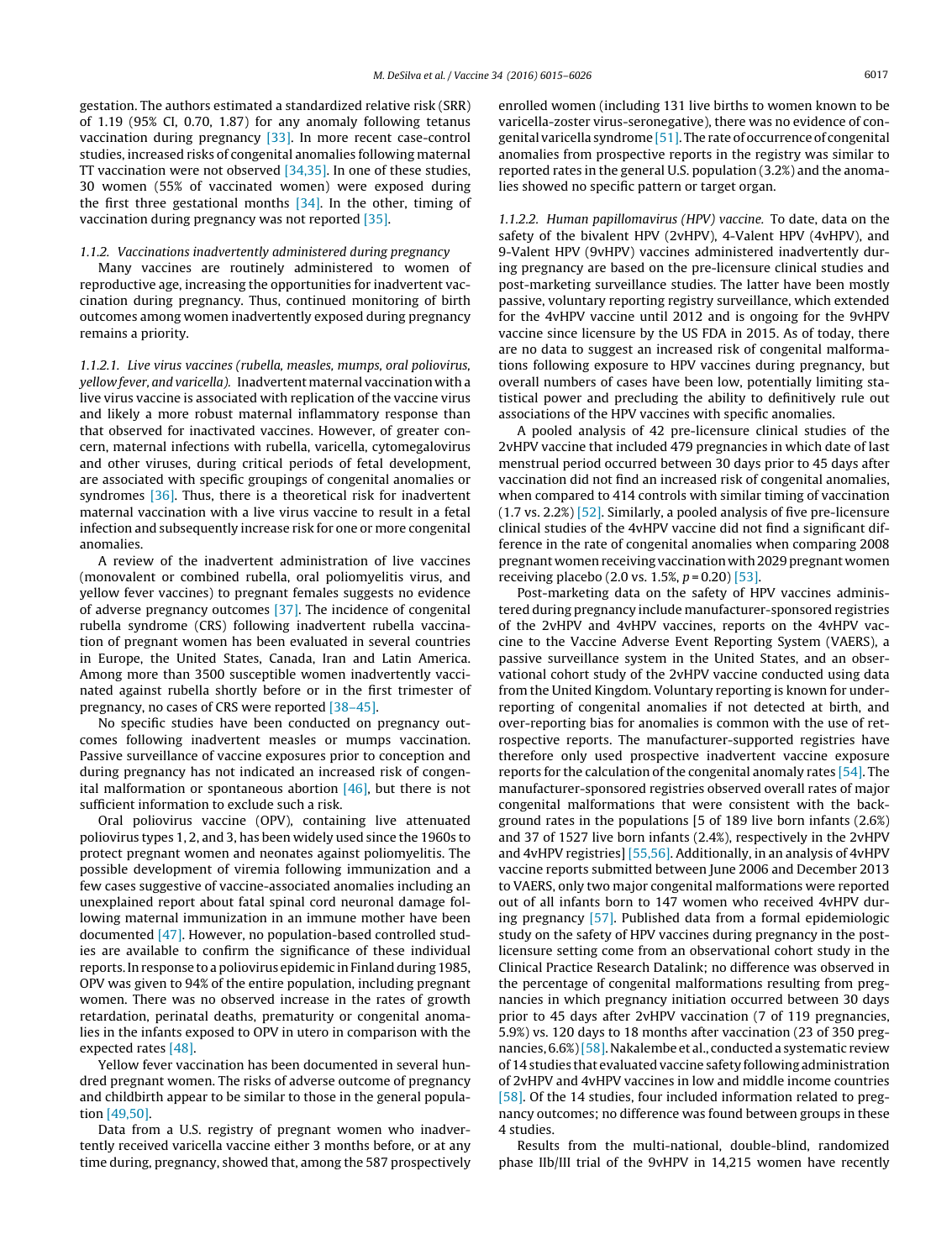gestation. The authors estimated a standardized relative risk (SRR) of 1.19 (95% CI, 0.70, 1.87) for any anomaly following tetanus vaccination during pregnancy [33]. In more recent case-control studies, increased risks of congenital anomalies following maternal TT vaccination were not observed [34,35]. In one of these studies, 30 women (55% of vaccinated women) were exposed during the first three gestational months [34]. In the other, timing of vaccination during pregnancy was not reported [35].

### 1.1.2. Vaccinations inadvertently administered during pregnancy

Many vaccines are routinely administered to women of reproductive age, increasing the opportunities for inadvertent vaccination during pregnancy. Thus, continued monitoring of birth outcomes among women inadvertently exposed during pregnancy remains a priority.

*1.1.2.1. Live virus vaccines (rubella, measles, mumps, oral poliovirus, yellow fever, and varicella).* Inadvertent maternal vaccination with a live virus vaccine is associated with replication of the vaccine virus and likely a more robust maternal inflammatory response than that observed for inactivated vaccines. However, of greater concern, maternal infections with rubella, varicella, cytomegalovirus and other viruses, during critical periods of fetal development, are associated with specific groupings of congenital anomalies or syndromes [36]. Thus, there is a theoretical risk for inadvertent maternal vaccination with a live virus vaccine to result in a fetal infection and subsequently increase risk for one or more congenital anomalies.

A review of the inadvertent administration of live vaccines (monovalent or combined rubella, oral poliomyelitis virus, and yellow fever vaccines) to pregnant females suggests no evidence of adverse pregnancy outcomes [37]. The incidence of congenital rubella syndrome (CRS) following inadvertent rubella vaccination of pregnant women has been evaluated in several countries in Europe, the United States, Canada, Iran and Latin America. Among more than 3500 susceptible women inadvertently vaccinated against rubella shortly before or in the first trimester of pregnancy, no cases of CRS were reported [38–45].

No specific studies have been conducted on pregnancy outcomes following inadvertent measles or mumps vaccination. Passive surveillance of vaccine exposures prior to conception and during pregnancy has not indicated an increased risk of congenital malformation or spontaneous abortion [46], but there is not sufficient information to exclude such a risk.

Oral poliovirus vaccine (OPV), containing live attenuated poliovirus types 1, 2, and 3, has been widely used since the 1960s to protect pregnant women and neonates against poliomyelitis. The possible development of viremia following immunization and a few cases suggestive of vaccine-associated anomalies including an unexplained report about fatal spinal cord neuronal damage following maternal immunization in an immune mother have been documented [47]. However, no population-based controlled studies are available to confirm the significance of these individual reports. In response to a poliovirus epidemic in Finland during 1985, OPV was given to 94% of the entire population, including pregnant women. There was no observed increase in the rates of growth retardation, perinatal deaths, prematurity or congenital anomalies in the infants exposed to OPV in utero in comparison with the expected rates [48].

Yellow fever vaccination has been documented in several hundred pregnant women. The risks of adverse outcome of pregnancy and childbirth appear to be similar to those in the general population [49,50].

Data from a U.S. registry of pregnant women who inadvertently received varicella vaccine either 3 months before, or at any time during, pregnancy, showed that, among the 587 prospectively enrolled women (including 131 live births to women known to be varicella-zoster virus-seronegative), there was no evidence of congenital varicella syndrome [51]. The rate of occurrence of congenital anomalies from prospective reports in the registry was similar to reported rates in the general U.S. population (3.2%) and the anomalies showed no specific pattern or target organ.

*1.1.2.2. Human papillomavirus (HPV) vaccine.* To date, data on the safety of the bivalent HPV (2vHPV), 4-Valent HPV (4vHPV), and 9-Valent HPV (9vHPV) vaccines administered inadvertently during pregnancy are based on the pre-licensure clinical studies and post-marketing surveillance studies. The latter have been mostly passive, voluntary reporting registry surveillance, which extended for the 4vHPV vaccine until 2012 and is ongoing for the 9vHPV vaccine since licensure by the US FDA in 2015. As of today, there are no data to suggest an increased risk of congenital malformations following exposure to HPV vaccines during pregnancy, but overall numbers of cases have been low, potentially limiting statistical power and precluding the ability to definitively rule out associations of the HPV vaccines with specific anomalies.

A pooled analysis of 42 pre-licensure clinical studies of the 2vHPV vaccine that included 479 pregnancies in which date of last menstrual period occurred between 30 days prior to 45 days after vaccination did not find an increased risk of congenital anomalies, when compared to 414 controls with similar timing of vaccination (1.7 vs. 2.2%) [52]. Similarly, a pooled analysis of five pre-licensure clinical studies of the 4vHPV vaccine did not find a significant difference in the rate of congenital anomalies when comparing 2008 pregnant women receiving vaccination with 2029 pregnant women receiving placebo (2.0 vs. 1.5%, $p = 0.20$) [53].

Post-marketing data on the safety of HPV vaccines administered during pregnancy include manufacturer-sponsored registries of the 2vHPV and 4vHPV vaccines, reports on the 4vHPV vaccine to the Vaccine Adverse Event Reporting System (VAERS), a passive surveillance system in the United States, and an observational cohort study of the 2vHPV vaccine conducted using data from the United Kingdom. Voluntary reporting is known for underreporting of congenital anomalies if not detected at birth, and over-reporting bias for anomalies is common with the use of retrospective reports. The manufacturer-supported registries have therefore only used prospective inadvertent vaccine exposure reports for the calculation of the congenital anomaly rates [54]. The manufacturer-sponsored registries observed overall rates of major congenital malformations that were consistent with the background rates in the populations [5 of 189 live born infants (2.6%) and 37 of 1527 live born infants (2.4%), respectively in the 2vHPV and 4vHPV registries] [55,56]. Additionally, in an analysis of 4vHPV vaccine reports submitted between June 2006 and December 2013 to VAERS, only two major congenital malformations were reported out of all infants born to 147 women who received 4vHPV during pregnancy [57]. Published data from a formal epidemiologic study on the safety of HPV vaccines during pregnancy in the post-licensure setting come from an observational cohort study in the Clinical Practice Research Datalink; no difference was observed in the percentage of congenital malformations resulting from pregnancies in which pregnancy initiation occurred between 30 days prior to 45 days after 2vHPV vaccination (7 of 119 pregnancies, 5.9%) vs. 120 days to 18 months after vaccination (23 of 350 pregnancies, 6.6%) [58]. Nakalembe et al., conducted a systematic review of 14 studies that evaluated vaccine safety following administration of 2vHPV and 4vHPV vaccines in low and middle income countries [58]. Of the 14 studies, four included information related to pregnancy outcomes; no difference was found between groups in these 4 studies.

Results from the multi-national, double-blind, randomized phase IIb/III trial of the 9vHPV in 14,215 women have recently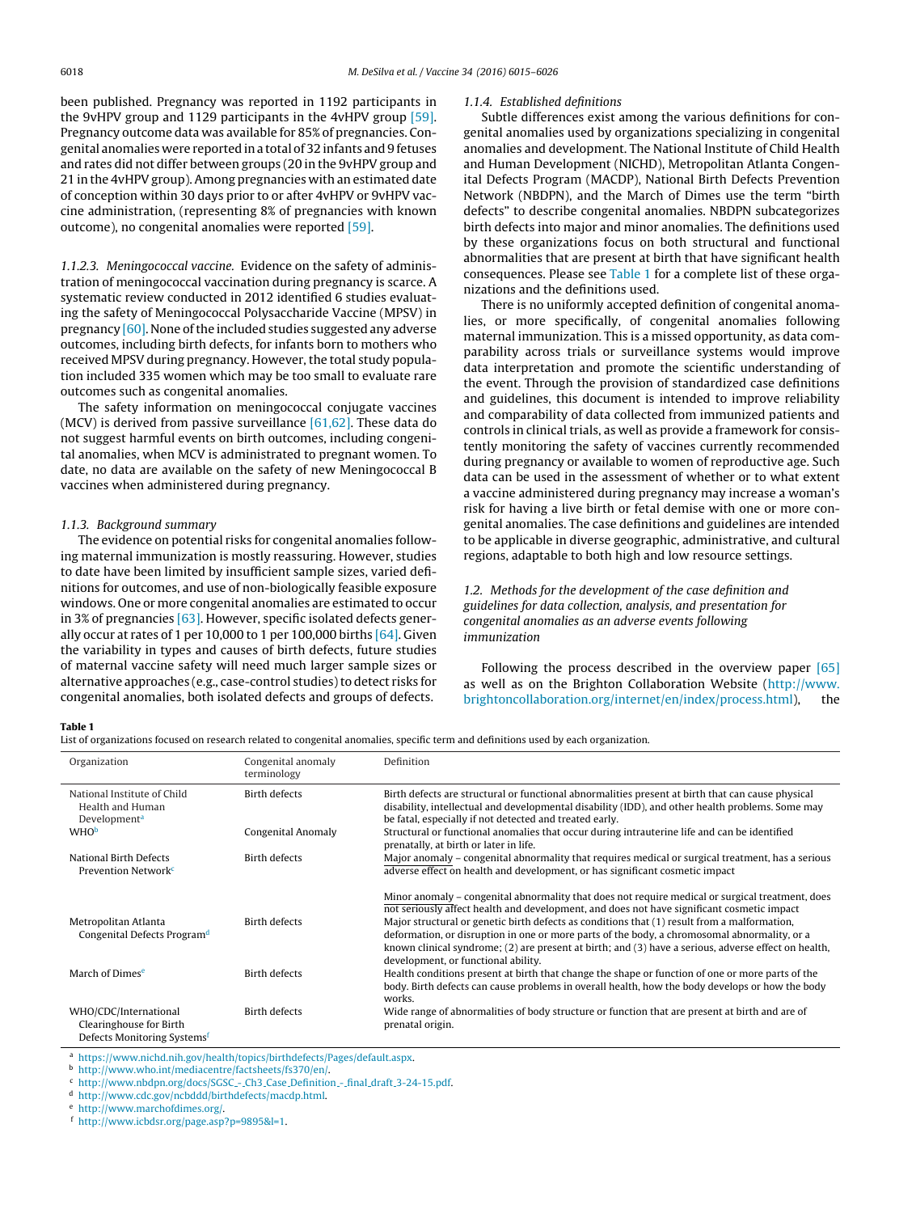been published. Pregnancy was reported in 1192 participants in the 9vHPV group and 1129 participants in the 4vHPV group [59]. Pregnancy outcome data was available for 85% of pregnancies. Congenital anomalies were reported in a total of 32 infants and 9 fetuses and rates did not differ between groups (20 in the 9vHPV group and 21 in the 4vHPV group). Among pregnancies with an estimated date of conception within 30 days prior to or after 4vHPV or 9vHPV vaccine administration, (representing 8% of pregnancies with known outcome), no congenital anomalies were reported [59].

*1.1.2.3. Meningococcal vaccine.* Evidence on the safety of administration of meningococcal vaccination during pregnancy is scarce. A systematic review conducted in 2012 identified 6 studies evaluating the safety of Meningococcal Polysaccharide Vaccine (MPSV) in pregnancy [60]. None of the included studies suggested any adverse outcomes, including birth defects, for infants born to mothers who received MPSV during pregnancy. However, the total study population included 335 women which may be too small to evaluate rare outcomes such as congenital anomalies.

The safety information on meningococcal conjugate vaccines (MCV) is derived from passive surveillance [61,62]. These data do not suggest harmful events on birth outcomes, including congenital anomalies, when MCV is administrated to pregnant women. To date, no data are available on the safety of new Meningococcal B vaccines when administered during pregnancy.

### 1.1.3. Background summary

The evidence on potential risks for congenital anomalies following maternal immunization is mostly reassuring. However, studies to date have been limited by insufficient sample sizes, varied definitions for outcomes, and use of non-biologically feasible exposure windows. One or more congenital anomalies are estimated to occur in 3% of pregnancies [63]. However, specific isolated defects generally occur at rates of 1 per 10,000 to 1 per 100,000 births [64]. Given the variability in types and causes of birth defects, future studies of maternal vaccine safety will need much larger sample sizes or alternative approaches (e.g., case-control studies) to detect risks for congenital anomalies, both isolated defects and groups of defects.

### 1.1.4. Established definitions

Subtle differences exist among the various definitions for congenital anomalies used by organizations specializing in congenital anomalies and development. The National Institute of Child Health and Human Development (NICHD), Metropolitan Atlanta Congenital Defects Program (MACDP), National Birth Defects Prevention Network (NBDPN), and the March of Dimes use the term "birth defects" to describe congenital anomalies. NBDPN subcategorizes birth defects into major and minor anomalies. The definitions used by these organizations focus on both structural and functional abnormalities that are present at birth that have significant health consequences. Please see Table 1 for a complete list of these organizations and the definitions used.

There is no uniformly accepted definition of congenital anomalies, or more specifically, of congenital anomalies following maternal immunization. This is a missed opportunity, as data comparability across trials or surveillance systems would improve data interpretation and promote the scientific understanding of the event. Through the provision of standardized case definitions and guidelines, this document is intended to improve reliability and comparability of data collected from immunized patients and controls in clinical trials, as well as provide a framework for consistently monitoring the safety of vaccines currently recommended during pregnancy or available to women of reproductive age. Such data can be used in the assessment of whether or to what extent a vaccine administered during pregnancy may increase a woman's risk for having a live birth or fetal demise with one or more congenital anomalies. The case definitions and guidelines are intended to be applicable in diverse geographic, administrative, and cultural regions, adaptable to both high and low resource settings.

## 1.2. Methods for the development of the case definition and guidelines for data collection, analysis, and presentation for congenital anomalies as an adverse events following immunization

Following the process described in the overview paper [65] as well as on the Brighton Collaboration Website (http://www.brightoncollaboration.org/internet/en/index/process.html), the

**Table 1**
List of organizations focused on research related to congenital anomalies, specific term and definitions used by each organization.

| Organization | Congenital anomaly terminology | Definition |
|---|---|---|
| National Institute of Child Health and Human Development[a] | Birth defects | Birth defects are structural or functional abnormalities present at birth that can cause physical disability, intellectual and developmental disability (IDD), and other health problems. Some may be fatal, especially if not detected and treated early. |
| WHO[b] | Congenital Anomaly | Structural or functional anomalies that occur during intrauterine life and can be identified prenatally, at birth or later in life. |
| National Birth Defects Prevention Network[c] | Birth defects | Major anomaly – congenital abnormality that requires medical or surgical treatment, has a serious adverse effect on health and development, or has significant cosmetic impact<br><br>Minor anomaly – congenital abnormality that does not require medical or surgical treatment, does not seriously affect health and development, and does not have significant cosmetic impact |
| Metropolitan Atlanta Congenital Defects Program[d] | Birth defects | Major structural or genetic birth defects as conditions that (1) result from a malformation, deformation, or disruption in one or more parts of the body, a chromosomal abnormality, or a known clinical syndrome; (2) are present at birth; and (3) have a serious, adverse effect on health, development, or functional ability. |
| March of Dimes[e] | Birth defects | Health conditions present at birth that change the shape or function of one or more parts of the body. Birth defects can cause problems in overall health, how the body develops or how the body works. |
| WHO/CDC/International Clearinghouse for Birth Defects Monitoring Systems[f] | Birth defects | Wide range of abnormalities of body structure or function that are present at birth and are of prenatal origin. |

[a] https://www.nichd.nih.gov/health/topics/birthdefects/Pages/default.aspx.
[b] http://www.who.int/mediacentre/factsheets/fs370/en/.
[c] http://www.nbdpn.org/docs/SGSC_-_Ch3_Case_Definition_-_final_draft_3-24-15.pdf.
[d] http://www.cdc.gov/ncbddd/birthdefects/macdp.html.
[e] http://www.marchofdimes.org/.
[f] http://www.icbdsr.org/page.asp?p=9895&l=1.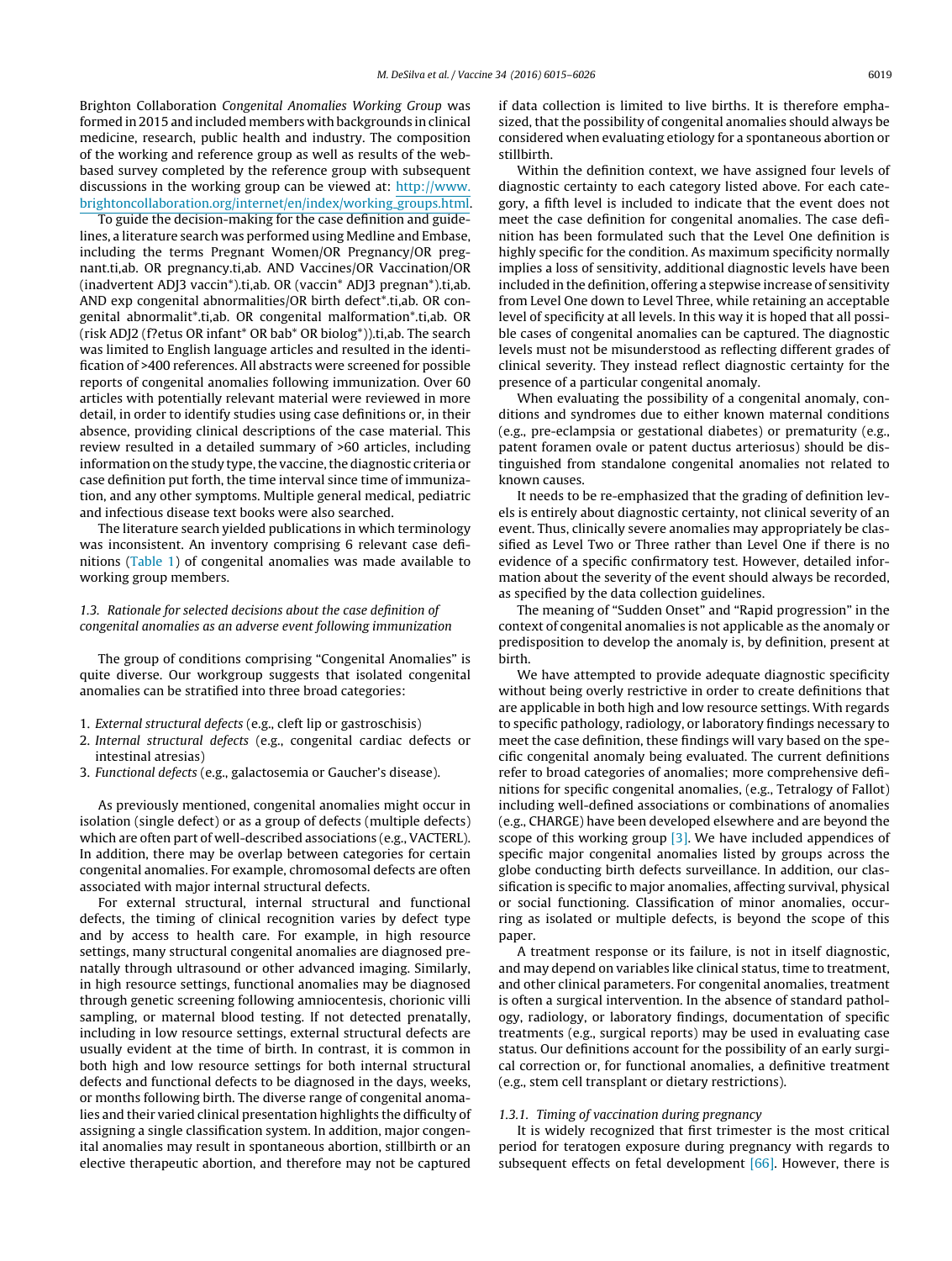Brighton Collaboration *Congenital Anomalies Working Group* was formed in 2015 and included members with backgrounds in clinical medicine, research, public health and industry. The composition of the working and reference group as well as results of the web-based survey completed by the reference group with subsequent discussions in the working group can be viewed at: http://www.brightoncollaboration.org/internet/en/index/working_groups.html.

To guide the decision-making for the case definition and guidelines, a literature search was performed using Medline and Embase, including the terms Pregnant Women/OR Pregnancy/OR pregnant.ti,ab. OR pregnancy.ti,ab. AND Vaccines/OR Vaccination/OR (inadvertent ADJ3 vaccin*).ti,ab. OR (vaccin* ADJ3 pregnan*).ti,ab. AND exp congenital abnormalities/OR birth defect*.ti,ab. OR congenital abnormalit*.ti,ab. OR congenital malformation*.ti,ab. OR (risk ADJ2 (f?etus OR infant* OR bab* OR biolog*)).ti,ab. The search was limited to English language articles and resulted in the identification of >400 references. All abstracts were screened for possible reports of congenital anomalies following immunization. Over 60 articles with potentially relevant material were reviewed in more detail, in order to identify studies using case definitions or, in their absence, providing clinical descriptions of the case material. This review resulted in a detailed summary of >60 articles, including information on the study type, the vaccine, the diagnostic criteria or case definition put forth, the time interval since time of immunization, and any other symptoms. Multiple general medical, pediatric and infectious disease text books were also searched.

The literature search yielded publications in which terminology was inconsistent. An inventory comprising 6 relevant case definitions (Table 1) of congenital anomalies was made available to working group members.

### 1.3. Rationale for selected decisions about the case definition of congenital anomalies as an adverse event following immunization

The group of conditions comprising "Congenital Anomalies" is quite diverse. Our workgroup suggests that isolated congenital anomalies can be stratified into three broad categories:

1. *External structural defects* (e.g., cleft lip or gastroschisis)
2. *Internal structural defects* (e.g., congenital cardiac defects or intestinal atresias)
3. *Functional defects* (e.g., galactosemia or Gaucher's disease).

As previously mentioned, congenital anomalies might occur in isolation (single defect) or as a group of defects (multiple defects) which are often part of well-described associations (e.g., VACTERL). In addition, there may be overlap between categories for certain congenital anomalies. For example, chromosomal defects are often associated with major internal structural defects.

For external structural, internal structural and functional defects, the timing of clinical recognition varies by defect type and by access to health care. For example, in high resource settings, many structural congenital anomalies are diagnosed prenatally through ultrasound or other advanced imaging. Similarly, in high resource settings, functional anomalies may be diagnosed through genetic screening following amniocentesis, chorionic villi sampling, or maternal blood testing. If not detected prenatally, including in low resource settings, external structural defects are usually evident at the time of birth. In contrast, it is common in both high and low resource settings for both internal structural defects and functional defects to be diagnosed in the days, weeks, or months following birth. The diverse range of congenital anomalies and their varied clinical presentation highlights the difficulty of assigning a single classification system. In addition, major congenital anomalies may result in spontaneous abortion, stillbirth or an elective therapeutic abortion, and therefore may not be captured if data collection is limited to live births. It is therefore emphasized, that the possibility of congenital anomalies should always be considered when evaluating etiology for a spontaneous abortion or stillbirth.

Within the definition context, we have assigned four levels of diagnostic certainty to each category listed above. For each category, a fifth level is included to indicate that the event does not meet the case definition for congenital anomalies. The case definition has been formulated such that the Level One definition is highly specific for the condition. As maximum specificity normally implies a loss of sensitivity, additional diagnostic levels have been included in the definition, offering a stepwise increase of sensitivity from Level One down to Level Three, while retaining an acceptable level of specificity at all levels. In this way it is hoped that all possible cases of congenital anomalies can be captured. The diagnostic levels must not be misunderstood as reflecting different grades of clinical severity. They instead reflect diagnostic certainty for the presence of a particular congenital anomaly.

When evaluating the possibility of a congenital anomaly, conditions and syndromes due to either known maternal conditions (e.g., pre-eclampsia or gestational diabetes) or prematurity (e.g., patent foramen ovale or patent ductus arteriosus) should be distinguished from standalone congenital anomalies not related to known causes.

It needs to be re-emphasized that the grading of definition levels is entirely about diagnostic certainty, not clinical severity of an event. Thus, clinically severe anomalies may appropriately be classified as Level Two or Three rather than Level One if there is no evidence of a specific confirmatory test. However, detailed information about the severity of the event should always be recorded, as specified by the data collection guidelines.

The meaning of "Sudden Onset" and "Rapid progression" in the context of congenital anomalies is not applicable as the anomaly or predisposition to develop the anomaly is, by definition, present at birth.

We have attempted to provide adequate diagnostic specificity without being overly restrictive in order to create definitions that are applicable in both high and low resource settings. With regards to specific pathology, radiology, or laboratory findings necessary to meet the case definition, these findings will vary based on the specific congenital anomaly being evaluated. The current definitions refer to broad categories of anomalies; more comprehensive definitions for specific congenital anomalies, (e.g., Tetralogy of Fallot) including well-defined associations or combinations of anomalies (e.g., CHARGE) have been developed elsewhere and are beyond the scope of this working group [3]. We have included appendices of specific major congenital anomalies listed by groups across the globe conducting birth defects surveillance. In addition, our classification is specific to major anomalies, affecting survival, physical or social functioning. Classification of minor anomalies, occurring as isolated or multiple defects, is beyond the scope of this paper.

A treatment response or its failure, is not in itself diagnostic, and may depend on variables like clinical status, time to treatment, and other clinical parameters. For congenital anomalies, treatment is often a surgical intervention. In the absence of standard pathology, radiology, or laboratory findings, documentation of specific treatments (e.g., surgical reports) may be used in evaluating case status. Our definitions account for the possibility of an early surgical correction or, for functional anomalies, a definitive treatment (e.g., stem cell transplant or dietary restrictions).

#### 1.3.1. Timing of vaccination during pregnancy

It is widely recognized that first trimester is the most critical period for teratogen exposure during pregnancy with regards to subsequent effects on fetal development [66]. However, there is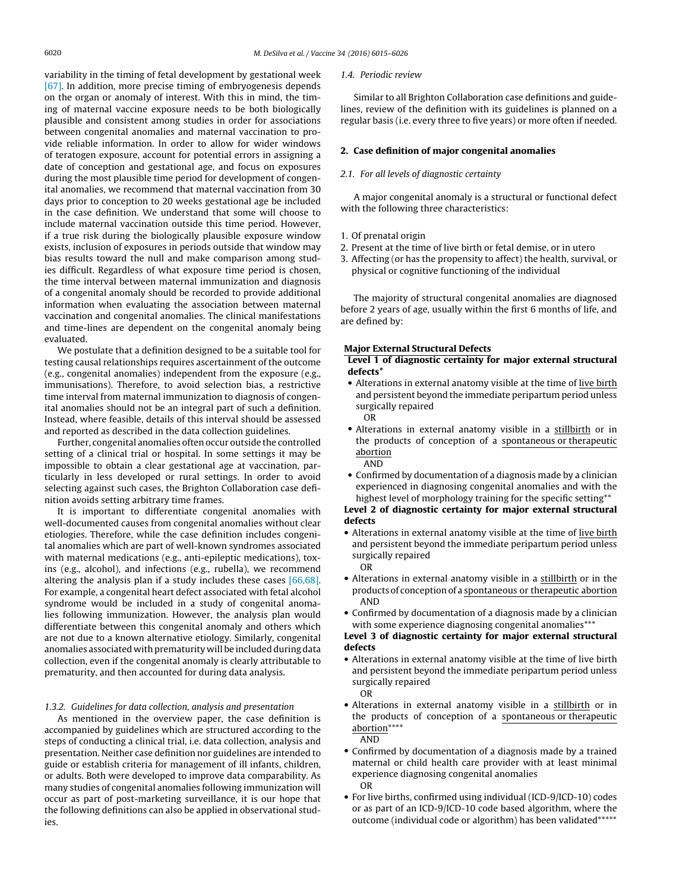variability in the timing of fetal development by gestational week [67]. In addition, more precise timing of embryogenesis depends on the organ or anomaly of interest. With this in mind, the timing of maternal vaccine exposure needs to be both biologically plausible and consistent among studies in order for associations between congenital anomalies and maternal vaccination to provide reliable information. In order to allow for wider windows of teratogen exposure, account for potential errors in assigning a date of conception and gestational age, and focus on exposures during the most plausible time period for development of congenital anomalies, we recommend that maternal vaccination from 30 days prior to conception to 20 weeks gestational age be included in the case definition. We understand that some will choose to include maternal vaccination outside this time period. However, if a true risk during the biologically plausible exposure window exists, inclusion of exposures in periods outside that window may bias results toward the null and make comparison among studies difficult. Regardless of what exposure time period is chosen, the time interval between maternal immunization and diagnosis of a congenital anomaly should be recorded to provide additional information when evaluating the association between maternal vaccination and congenital anomalies. The clinical manifestations and time-lines are dependent on the congenital anomaly being evaluated.

We postulate that a definition designed to be a suitable tool for testing causal relationships requires ascertainment of the outcome (e.g., congenital anomalies) independent from the exposure (e.g., immunisations). Therefore, to avoid selection bias, a restrictive time interval from maternal immunization to diagnosis of congenital anomalies should not be an integral part of such a definition. Instead, where feasible, details of this interval should be assessed and reported as described in the data collection guidelines.

Further, congenital anomalies often occur outside the controlled setting of a clinical trial or hospital. In some settings it may be impossible to obtain a clear gestational age at vaccination, particularly in less developed or rural settings. In order to avoid selecting against such cases, the Brighton Collaboration case definition avoids setting arbitrary time frames.

It is important to differentiate congenital anomalies with well-documented causes from congenital anomalies without clear etiologies. Therefore, while the case definition includes congenital anomalies which are part of well-known syndromes associated with maternal medications (e.g., anti-epileptic medications), toxins (e.g., alcohol), and infections (e.g., rubella), we recommend altering the analysis plan if a study includes these cases [66,68]. For example, a congenital heart defect associated with fetal alcohol syndrome would be included in a study of congenital anomalies following immunization. However, the analysis plan would differentiate between this congenital anomaly and others which are not due to a known alternative etiology. Similarly, congenital anomalies associated with prematurity will be included during data collection, even if the congenital anomaly is clearly attributable to prematurity, and then accounted for during data analysis.

#### *1.3.2. Guidelines for data collection, analysis and presentation*

As mentioned in the overview paper, the case definition is accompanied by guidelines which are structured according to the steps of conducting a clinical trial, i.e. data collection, analysis and presentation. Neither case definition nor guidelines are intended to guide or establish criteria for management of ill infants, children, or adults. Both were developed to improve data comparability. As many studies of congenital anomalies following immunization will occur as part of post-marketing surveillance, it is our hope that the following definitions can also be applied in observational studies.

### *1.4. Periodic review*

Similar to all Brighton Collaboration case definitions and guidelines, review of the definition with its guidelines is planned on a regular basis (i.e. every three to five years) or more often if needed.

## 2. Case definition of major congenital anomalies

### *2.1. For all levels of diagnostic certainty*

A major congenital anomaly is a structural or functional defect with the following three characteristics:

1. Of prenatal origin
2. Present at the time of live birth or fetal demise, or in utero
3. Affecting (or has the propensity to affect) the health, survival, or physical or cognitive functioning of the individual

The majority of structural congenital anomalies are diagnosed before 2 years of age, usually within the first 6 months of life, and are defined by:

**Major External Structural Defects**

**Level 1 of diagnostic certainty for major external structural defects***

- Alterations in external anatomy visible at the time of live birth and persistent beyond the immediate peripartum period unless surgically repaired

  OR
- Alterations in external anatomy visible in a stillbirth or in the products of conception of a spontaneous or therapeutic abortion

  AND
- Confirmed by documentation of a diagnosis made by a clinician experienced in diagnosing congenital anomalies and with the highest level of morphology training for the specific setting**

**Level 2 of diagnostic certainty for major external structural defects**

- Alterations in external anatomy visible at the time of live birth and persistent beyond the immediate peripartum period unless surgically repaired

  OR
- Alterations in external anatomy visible in a stillbirth or in the products of conception of a spontaneous or therapeutic abortion

  AND
- Confirmed by documentation of a diagnosis made by a clinician with some experience diagnosing congenital anomalies***

**Level 3 of diagnostic certainty for major external structural defects**

- Alterations in external anatomy visible at the time of live birth and persistent beyond the immediate peripartum period unless surgically repaired

  OR
- Alterations in external anatomy visible in a stillbirth or in the products of conception of a spontaneous or therapeutic abortion****

  AND
- Confirmed by documentation of a diagnosis made by a trained maternal or child health care provider with at least minimal experience diagnosing congenital anomalies

  OR
- For live births, confirmed using individual (ICD-9/ICD-10) codes or as part of an ICD-9/ICD-10 code based algorithm, where the outcome (individual code or algorithm) has been validated*****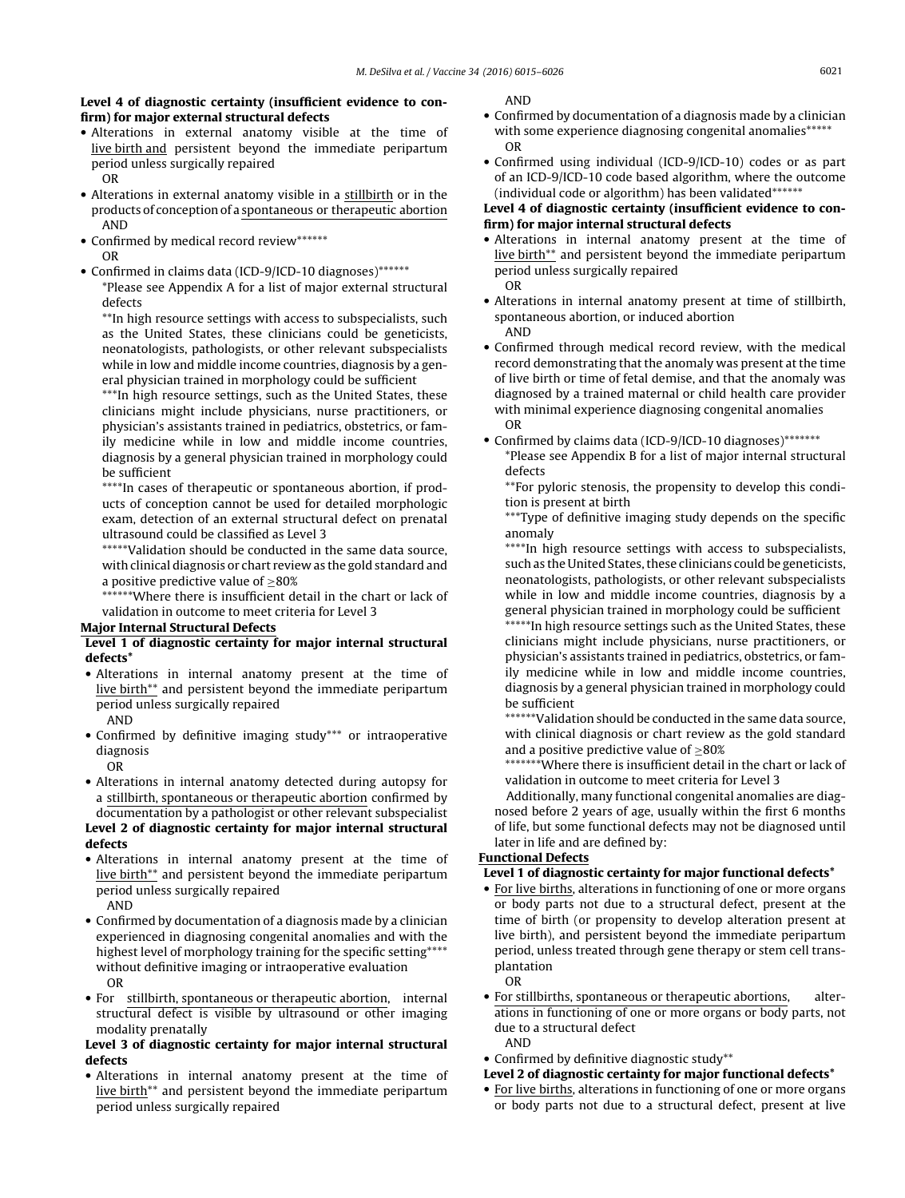**Level 4 of diagnostic certainty (insufficient evidence to confirm) for major external structural defects**

- Alterations in external anatomy visible at the time of live birth and persistent beyond the immediate peripartum period unless surgically repaired

  OR

- Alterations in external anatomy visible in a stillbirth or in the products of conception of a spontaneous or therapeutic abortion

  AND

- Confirmed by medical record review******

  OR

- Confirmed in claims data (ICD-9/ICD-10 diagnoses)******

  *Please see Appendix A for a list of major external structural defects

  **In high resource settings with access to subspecialists, such as the United States, these clinicians could be geneticists, neonatologists, pathologists, or other relevant subspecialists while in low and middle income countries, diagnosis by a general physician trained in morphology could be sufficient

  ***In high resource settings, such as the United States, these clinicians might include physicians, nurse practitioners, or physician's assistants trained in pediatrics, obstetrics, or family medicine while in low and middle income countries, diagnosis by a general physician trained in morphology could be sufficient

  ****In cases of therapeutic or spontaneous abortion, if products of conception cannot be used for detailed morphologic exam, detection of an external structural defect on prenatal ultrasound could be classified as Level 3

  *****Validation should be conducted in the same data source, with clinical diagnosis or chart review as the gold standard and a positive predictive value of ≥80%

  ******Where there is insufficient detail in the chart or lack of validation in outcome to meet criteria for Level 3

**Major Internal Structural Defects**

**Level 1 of diagnostic certainty for major internal structural defects***

- Alterations in internal anatomy present at the time of live birth** and persistent beyond the immediate peripartum period unless surgically repaired

  AND

- Confirmed by definitive imaging study*** or intraoperative diagnosis

  OR

- Alterations in internal anatomy detected during autopsy for a stillbirth, spontaneous or therapeutic abortion confirmed by documentation by a pathologist or other relevant subspecialist

**Level 2 of diagnostic certainty for major internal structural defects**

- Alterations in internal anatomy present at the time of live birth** and persistent beyond the immediate peripartum period unless surgically repaired

  AND

- Confirmed by documentation of a diagnosis made by a clinician experienced in diagnosing congenital anomalies and with the highest level of morphology training for the specific setting**** without definitive imaging or intraoperative evaluation

  OR

- For stillbirth, spontaneous or therapeutic abortion, internal structural defect is visible by ultrasound or other imaging modality prenatally

**Level 3 of diagnostic certainty for major internal structural defects**

- Alterations in internal anatomy present at the time of live birth** and persistent beyond the immediate peripartum period unless surgically repaired

  AND

- Confirmed by documentation of a diagnosis made by a clinician with some experience diagnosing congenital anomalies*****

  OR

- Confirmed using individual (ICD-9/ICD-10) codes or as part of an ICD-9/ICD-10 code based algorithm, where the outcome (individual code or algorithm) has been validated******

**Level 4 of diagnostic certainty (insufficient evidence to confirm) for major internal structural defects**

- Alterations in internal anatomy present at the time of live birth** and persistent beyond the immediate peripartum period unless surgically repaired

  OR

- Alterations in internal anatomy present at time of stillbirth, spontaneous abortion, or induced abortion

  AND

- Confirmed through medical record review, with the medical record demonstrating that the anomaly was present at the time of live birth or time of fetal demise, and that the anomaly was diagnosed by a trained maternal or child health care provider with minimal experience diagnosing congenital anomalies

  OR

- Confirmed by claims data (ICD-9/ICD-10 diagnoses)*******

  *Please see Appendix B for a list of major internal structural defects

  **For pyloric stenosis, the propensity to develop this condition is present at birth

  ***Type of definitive imaging study depends on the specific anomaly

  ****In high resource settings with access to subspecialists, such as the United States, these clinicians could be geneticists, neonatologists, pathologists, or other relevant subspecialists while in low and middle income countries, diagnosis by a general physician trained in morphology could be sufficient

  *****In high resource settings such as the United States, these clinicians might include physicians, nurse practitioners, or physician's assistants trained in pediatrics, obstetrics, or family medicine while in low and middle income countries, diagnosis by a general physician trained in morphology could be sufficient

  ******Validation should be conducted in the same data source, with clinical diagnosis or chart review as the gold standard and a positive predictive value of ≥80%

  *******Where there is insufficient detail in the chart or lack of validation in outcome to meet criteria for Level 3

Additionally, many functional congenital anomalies are diagnosed before 2 years of age, usually within the first 6 months of life, but some functional defects may not be diagnosed until later in life and are defined by:

**Functional Defects**

**Level 1 of diagnostic certainty for major functional defects***

- For live births, alterations in functioning of one or more organs or body parts not due to a structural defect, present at the time of birth (or propensity to develop alteration present at live birth), and persistent beyond the immediate peripartum period, unless treated through gene therapy or stem cell transplantation

  OR

- For stillbirths, spontaneous or therapeutic abortions, alterations in functioning of one or more organs or body parts, not due to a structural defect

  AND

- Confirmed by definitive diagnostic study**

**Level 2 of diagnostic certainty for major functional defects***

- For live births, alterations in functioning of one or more organs or body parts not due to a structural defect, present at live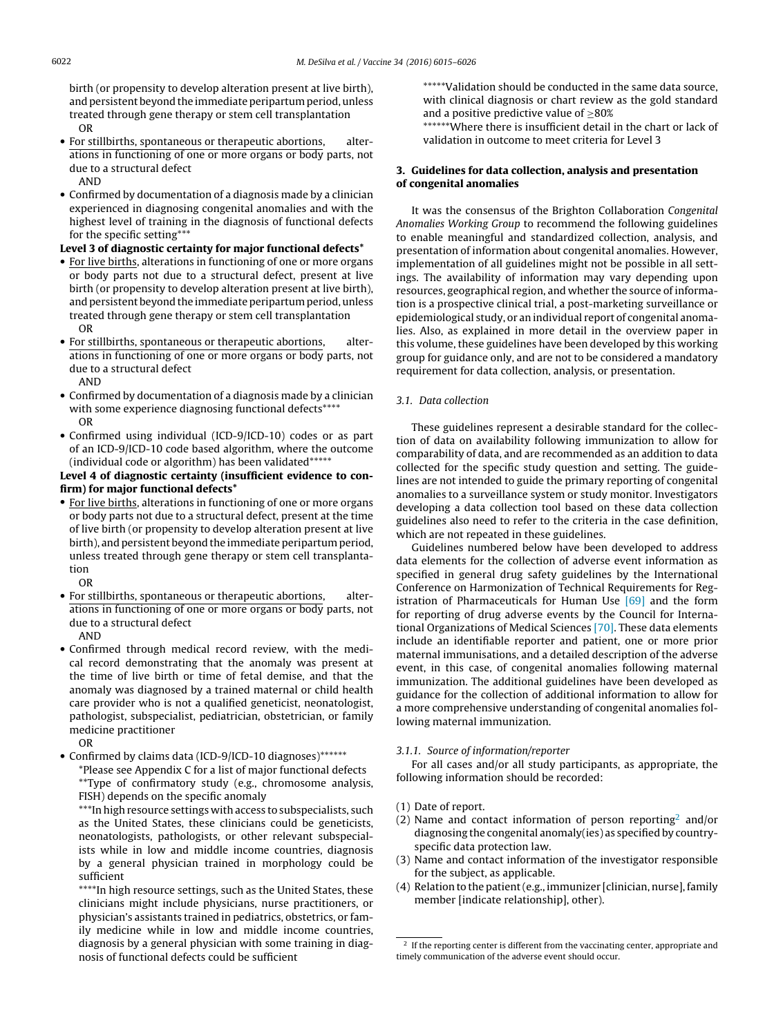birth (or propensity to develop alteration present at live birth), and persistent beyond the immediate peripartum period, unless treated through gene therapy or stem cell transplantation

OR

- For stillbirths, spontaneous or therapeutic abortions, alterations in functioning of one or more organs or body parts, not due to a structural defect

AND

- Confirmed by documentation of a diagnosis made by a clinician experienced in diagnosing congenital anomalies and with the highest level of training in the diagnosis of functional defects for the specific setting***

**Level 3 of diagnostic certainty for major functional defects***

- For live births, alterations in functioning of one or more organs or body parts not due to a structural defect, present at live birth (or propensity to develop alteration present at live birth), and persistent beyond the immediate peripartum period, unless treated through gene therapy or stem cell transplantation

OR

- For stillbirths, spontaneous or therapeutic abortions, alterations in functioning of one or more organs or body parts, not due to a structural defect

AND

- Confirmed by documentation of a diagnosis made by a clinician with some experience diagnosing functional defects****

OR

- Confirmed using individual (ICD-9/ICD-10) codes or as part of an ICD-9/ICD-10 code based algorithm, where the outcome (individual code or algorithm) has been validated*****

**Level 4 of diagnostic certainty (insufficient evidence to confirm) for major functional defects***

- For live births, alterations in functioning of one or more organs or body parts not due to a structural defect, present at the time of live birth (or propensity to develop alteration present at live birth), and persistent beyond the immediate peripartum period, unless treated through gene therapy or stem cell transplantation

OR

- For stillbirths, spontaneous or therapeutic abortions, alterations in functioning of one or more organs or body parts, not due to a structural defect

AND

- Confirmed through medical record review, with the medical record demonstrating that the anomaly was present at the time of live birth or time of fetal demise, and that the anomaly was diagnosed by a trained maternal or child health care provider who is not a qualified geneticist, neonatologist, pathologist, subspecialist, pediatrician, obstetrician, or family medicine practitioner

OR

- Confirmed by claims data (ICD-9/ICD-10 diagnoses)******

*Please see Appendix C for a list of major functional defects

**Type of confirmatory study (e.g., chromosome analysis, FISH) depends on the specific anomaly

***In high resource settings with access to subspecialists, such as the United States, these clinicians could be geneticists, neonatologists, pathologists, or other relevant subspecialists while in low and middle income countries, diagnosis by a general physician trained in morphology could be sufficient

****In high resource settings, such as the United States, these clinicians might include physicians, nurse practitioners, or physician's assistants trained in pediatrics, obstetrics, or family medicine while in low and middle income countries, diagnosis by a general physician with some training in diagnosis of functional defects could be sufficient

*****Validation should be conducted in the same data source, with clinical diagnosis or chart review as the gold standard and a positive predictive value of ≥80%

******Where there is insufficient detail in the chart or lack of validation in outcome to meet criteria for Level 3

## 3. Guidelines for data collection, analysis and presentation of congenital anomalies

It was the consensus of the Brighton Collaboration *Congenital Anomalies Working Group* to recommend the following guidelines to enable meaningful and standardized collection, analysis, and presentation of information about congenital anomalies. However, implementation of all guidelines might not be possible in all settings. The availability of information may vary depending upon resources, geographical region, and whether the source of information is a prospective clinical trial, a post-marketing surveillance or epidemiological study, or an individual report of congenital anomalies. Also, as explained in more detail in the overview paper in this volume, these guidelines have been developed by this working group for guidance only, and are not to be considered a mandatory requirement for data collection, analysis, or presentation.

### 3.1. Data collection

These guidelines represent a desirable standard for the collection of data on availability following immunization to allow for comparability of data, and are recommended as an addition to data collected for the specific study question and setting. The guidelines are not intended to guide the primary reporting of congenital anomalies to a surveillance system or study monitor. Investigators developing a data collection tool based on these data collection guidelines also need to refer to the criteria in the case definition, which are not repeated in these guidelines.

Guidelines numbered below have been developed to address data elements for the collection of adverse event information as specified in general drug safety guidelines by the International Conference on Harmonization of Technical Requirements for Registration of Pharmaceuticals for Human Use [69] and the form for reporting of drug adverse events by the Council for International Organizations of Medical Sciences [70]. These data elements include an identifiable reporter and patient, one or more prior maternal immunisations, and a detailed description of the adverse event, in this case, of congenital anomalies following maternal immunization. The additional guidelines have been developed as guidance for the collection of additional information to allow for a more comprehensive understanding of congenital anomalies following maternal immunization.

#### 3.1.1. Source of information/reporter

For all cases and/or all study participants, as appropriate, the following information should be recorded:

(1) Date of report.
(2) Name and contact information of person reporting[2] and/or diagnosing the congenital anomaly(ies) as specified by country-specific data protection law.
(3) Name and contact information of the investigator responsible for the subject, as applicable.
(4) Relation to the patient (e.g., immunizer [clinician, nurse], family member [indicate relationship], other).

[2] If the reporting center is different from the vaccinating center, appropriate and timely communication of the adverse event should occur.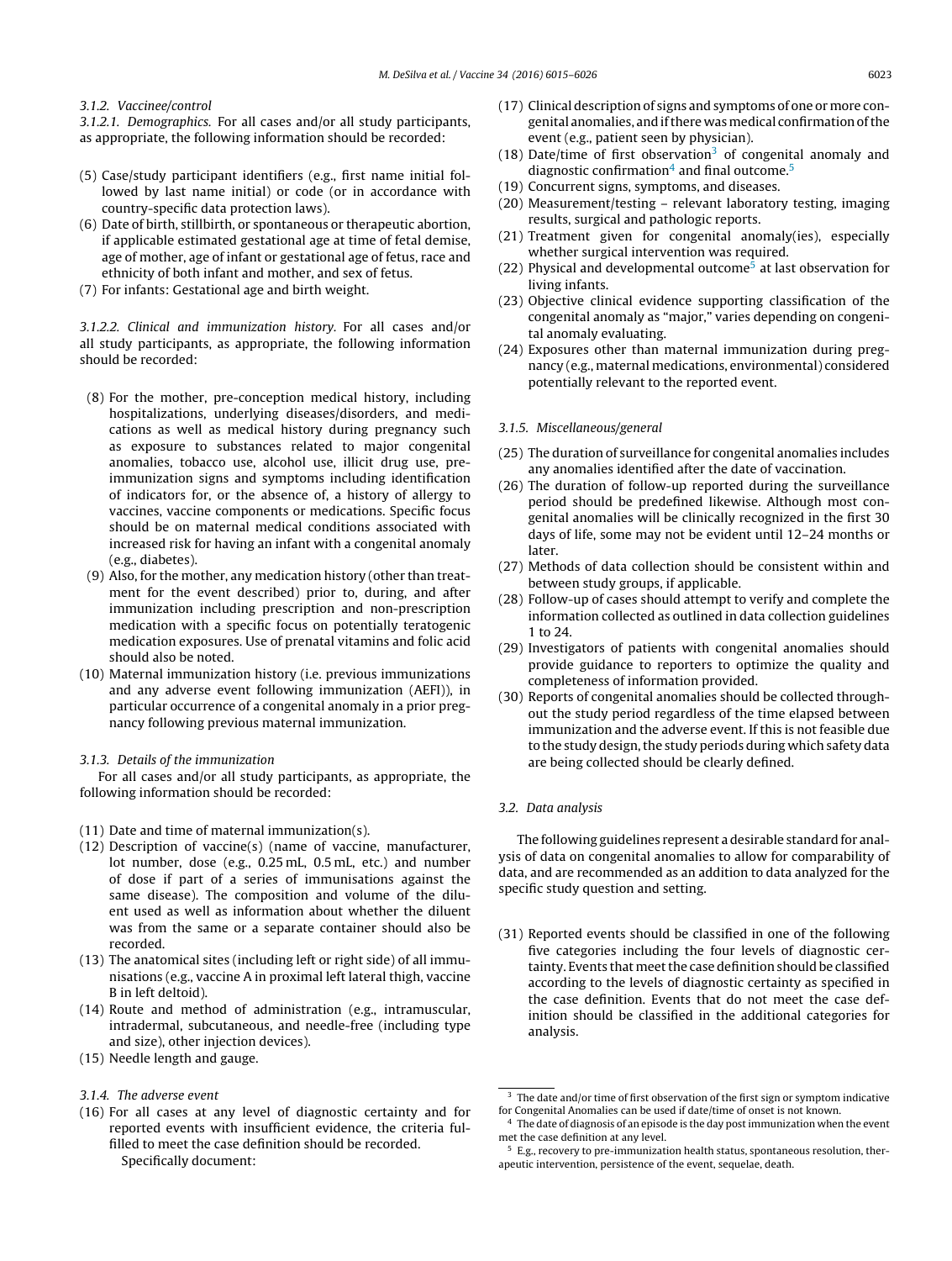#### 3.1.2. Vaccinee/control

*3.1.2.1. Demographics.* For all cases and/or all study participants, as appropriate, the following information should be recorded:

(5) Case/study participant identifiers (e.g., first name initial followed by last name initial) or code (or in accordance with country-specific data protection laws).

(6) Date of birth, stillbirth, or spontaneous or therapeutic abortion, if applicable estimated gestational age at time of fetal demise, age of mother, age of infant or gestational age of fetus, race and ethnicity of both infant and mother, and sex of fetus.

(7) For infants: Gestational age and birth weight.

*3.1.2.2. Clinical and immunization history.* For all cases and/or all study participants, as appropriate, the following information should be recorded:

(8) For the mother, pre-conception medical history, including hospitalizations, underlying diseases/disorders, and medications as well as medical history during pregnancy such as exposure to substances related to major congenital anomalies, tobacco use, alcohol use, illicit drug use, pre-immunization signs and symptoms including identification of indicators for, or the absence of, a history of allergy to vaccines, vaccine components or medications. Specific focus should be on maternal medical conditions associated with increased risk for having an infant with a congenital anomaly (e.g., diabetes).

(9) Also, for the mother, any medication history (other than treatment for the event described) prior to, during, and after immunization including prescription and non-prescription medication with a specific focus on potentially teratogenic medication exposures. Use of prenatal vitamins and folic acid should also be noted.

(10) Maternal immunization history (i.e. previous immunizations and any adverse event following immunization (AEFI)), in particular occurrence of a congenital anomaly in a prior pregnancy following previous maternal immunization.

#### 3.1.3. Details of the immunization

For all cases and/or all study participants, as appropriate, the following information should be recorded:

(11) Date and time of maternal immunization(s).

(12) Description of vaccine(s) (name of vaccine, manufacturer, lot number, dose (e.g., 0.25 mL, 0.5 mL, etc.) and number of dose if part of a series of immunisations against the same disease). The composition and volume of the diluent used as well as information about whether the diluent was from the same or a separate container should also be recorded.

(13) The anatomical sites (including left or right side) of all immunisations (e.g., vaccine A in proximal left lateral thigh, vaccine B in left deltoid).

(14) Route and method of administration (e.g., intramuscular, intradermal, subcutaneous, and needle-free (including type and size), other injection devices).

(15) Needle length and gauge.

#### 3.1.4. The adverse event

(16) For all cases at any level of diagnostic certainty and for reported events with insufficient evidence, the criteria fulfilled to meet the case definition should be recorded.
Specifically document:

(17) Clinical description of signs and symptoms of one or more congenital anomalies, and if there was medical confirmation of the event (e.g., patient seen by physician).

(18) Date/time of first observation[3] of congenital anomaly and diagnostic confirmation[4] and final outcome.[5]

(19) Concurrent signs, symptoms, and diseases.

(20) Measurement/testing – relevant laboratory testing, imaging results, surgical and pathologic reports.

(21) Treatment given for congenital anomaly(ies), especially whether surgical intervention was required.

(22) Physical and developmental outcome[5] at last observation for living infants.

(23) Objective clinical evidence supporting classification of the congenital anomaly as "major," varies depending on congenital anomaly evaluating.

(24) Exposures other than maternal immunization during pregnancy (e.g., maternal medications, environmental) considered potentially relevant to the reported event.

#### 3.1.5. Miscellaneous/general

(25) The duration of surveillance for congenital anomalies includes any anomalies identified after the date of vaccination.

(26) The duration of follow-up reported during the surveillance period should be predefined likewise. Although most congenital anomalies will be clinically recognized in the first 30 days of life, some may not be evident until 12–24 months or later.

(27) Methods of data collection should be consistent within and between study groups, if applicable.

(28) Follow-up of cases should attempt to verify and complete the information collected as outlined in data collection guidelines 1 to 24.

(29) Investigators of patients with congenital anomalies should provide guidance to reporters to optimize the quality and completeness of information provided.

(30) Reports of congenital anomalies should be collected throughout the study period regardless of the time elapsed between immunization and the adverse event. If this is not feasible due to the study design, the study periods during which safety data are being collected should be clearly defined.

### 3.2. Data analysis

The following guidelines represent a desirable standard for analysis of data on congenital anomalies to allow for comparability of data, and are recommended as an addition to data analyzed for the specific study question and setting.

(31) Reported events should be classified in one of the following five categories including the four levels of diagnostic certainty. Events that meet the case definition should be classified according to the levels of diagnostic certainty as specified in the case definition. Events that do not meet the case definition should be classified in the additional categories for analysis.

---

[3] The date and/or time of first observation of the first sign or symptom indicative for Congenital Anomalies can be used if date/time of onset is not known.

[4] The date of diagnosis of an episode is the day post immunization when the event met the case definition at any level.

[5] E.g., recovery to pre-immunization health status, spontaneous resolution, therapeutic intervention, persistence of the event, sequelae, death.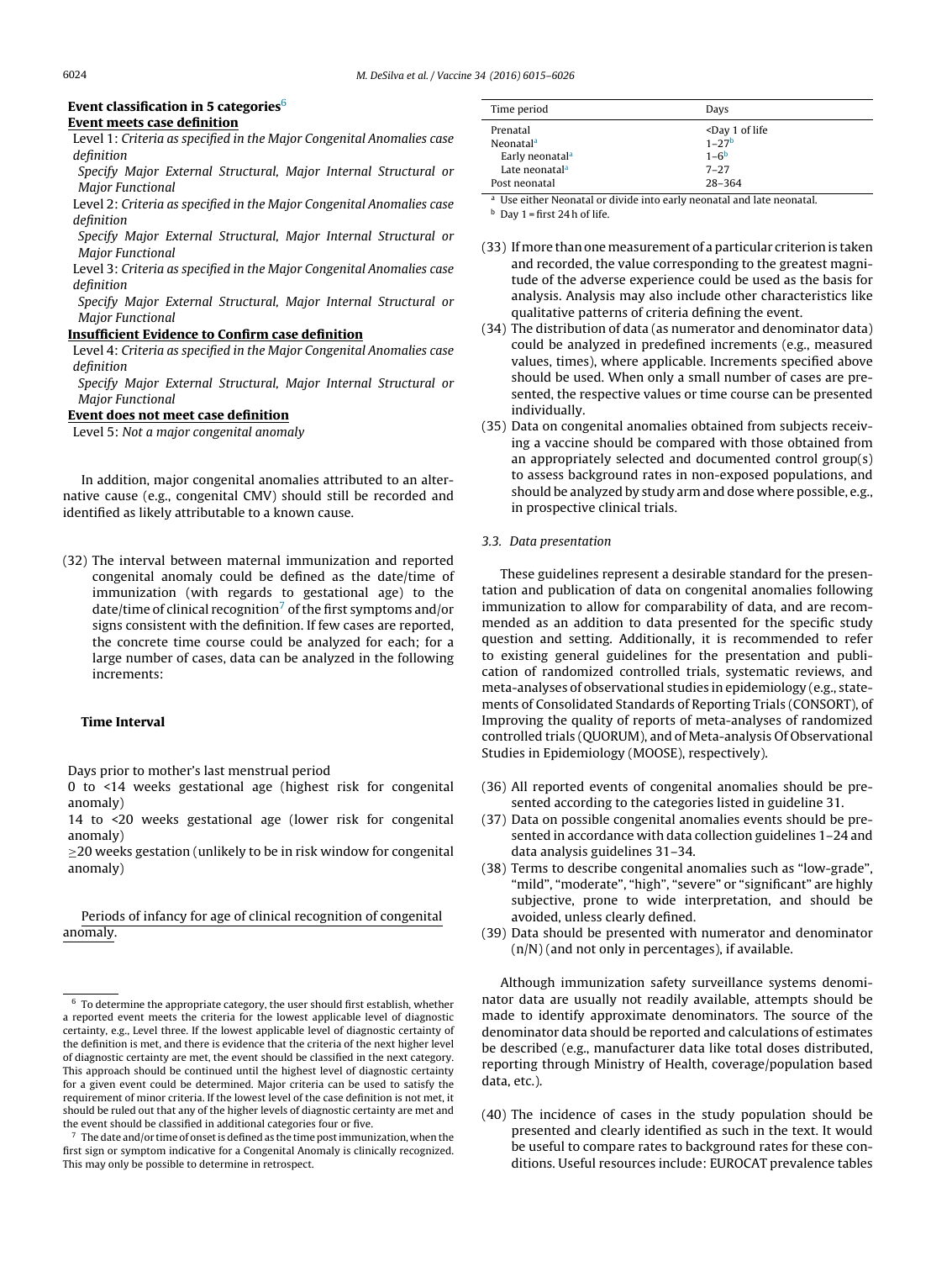**Event classification in 5 categories**[6]

**Event meets case definition**

Level 1: *Criteria as specified in the Major Congenital Anomalies case definition*

*Specify Major External Structural, Major Internal Structural or Major Functional*

Level 2: *Criteria as specified in the Major Congenital Anomalies case definition*

*Specify Major External Structural, Major Internal Structural or Major Functional*

Level 3: *Criteria as specified in the Major Congenital Anomalies case definition*

*Specify Major External Structural, Major Internal Structural or Major Functional*

**Insufficient Evidence to Confirm case definition**

Level 4: *Criteria as specified in the Major Congenital Anomalies case definition*

*Specify Major External Structural, Major Internal Structural or Major Functional*

**Event does not meet case definition**

Level 5: *Not a major congenital anomaly*

In addition, major congenital anomalies attributed to an alternative cause (e.g., congenital CMV) should still be recorded and identified as likely attributable to a known cause.

(32) The interval between maternal immunization and reported congenital anomaly could be defined as the date/time of immunization (with regards to gestational age) to the date/time of clinical recognition[7] of the first symptoms and/or signs consistent with the definition. If few cases are reported, the concrete time course could be analyzed for each; for a large number of cases, data can be analyzed in the following increments:

**Time Interval**

Days prior to mother's last menstrual period

0 to <14 weeks gestational age (highest risk for congenital anomaly)

14 to <20 weeks gestational age (lower risk for congenital anomaly)

≥20 weeks gestation (unlikely to be in risk window for congenital anomaly)

Periods of infancy for age of clinical recognition of congenital anomaly.

| Time period | Days |
|---|---|
| Prenatal | <Day 1 of life |
| Neonatal[a] | 1–27[b] |
| Early neonatal[a] | 1–6[b] |
| Late neonatal[a] | 7–27 |
| Post neonatal | 28–364 |

[a] Use either Neonatal or divide into early neonatal and late neonatal.

[b] Day 1 = first 24 h of life.

(33) If more than one measurement of a particular criterion is taken and recorded, the value corresponding to the greatest magnitude of the adverse experience could be used as the basis for analysis. Analysis may also include other characteristics like qualitative patterns of criteria defining the event.

(34) The distribution of data (as numerator and denominator data) could be analyzed in predefined increments (e.g., measured values, times), where applicable. Increments specified above should be used. When only a small number of cases are presented, the respective values or time course can be presented individually.

(35) Data on congenital anomalies obtained from subjects receiving a vaccine should be compared with those obtained from an appropriately selected and documented control group(s) to assess background rates in non-exposed populations, and should be analyzed by study arm and dose where possible, e.g., in prospective clinical trials.

### 3.3. Data presentation

These guidelines represent a desirable standard for the presentation and publication of data on congenital anomalies following immunization to allow for comparability of data, and are recommended as an addition to data presented for the specific study question and setting. Additionally, it is recommended to refer to existing general guidelines for the presentation and publication of randomized controlled trials, systematic reviews, and meta-analyses of observational studies in epidemiology (e.g., statements of Consolidated Standards of Reporting Trials (CONSORT), of Improving the quality of reports of meta-analyses of randomized controlled trials (QUORUM), and of Meta-analysis Of Observational Studies in Epidemiology (MOOSE), respectively).

(36) All reported events of congenital anomalies should be presented according to the categories listed in guideline 31.

(37) Data on possible congenital anomalies events should be presented in accordance with data collection guidelines 1–24 and data analysis guidelines 31–34.

(38) Terms to describe congenital anomalies such as "low-grade", "mild", "moderate", "high", "severe" or "significant" are highly subjective, prone to wide interpretation, and should be avoided, unless clearly defined.

(39) Data should be presented with numerator and denominator (n/N) (and not only in percentages), if available.

Although immunization safety surveillance systems denominator data are usually not readily available, attempts should be made to identify approximate denominators. The source of the denominator data should be reported and calculations of estimates be described (e.g., manufacturer data like total doses distributed, reporting through Ministry of Health, coverage/population based data, etc.).

(40) The incidence of cases in the study population should be presented and clearly identified as such in the text. It would be useful to compare rates to background rates for these conditions. Useful resources include: EUROCAT prevalence tables

[6] To determine the appropriate category, the user should first establish, whether a reported event meets the criteria for the lowest applicable level of diagnostic certainty, e.g., Level three. If the lowest applicable level of diagnostic certainty of the definition is met, and there is evidence that the criteria of the next higher level of diagnostic certainty are met, the event should be classified in the next category. This approach should be continued until the highest level of diagnostic certainty for a given event could be determined. Major criteria can be used to satisfy the requirement of minor criteria. If the lowest level of the case definition is not met, it should be ruled out that any of the higher levels of diagnostic certainty are met and the event should be classified in additional categories four or five.

[7] The date and/or time of onset is defined as the time post immunization, when the first sign or symptom indicative for a Congenital Anomaly is clinically recognized. This may only be possible to determine in retrospect.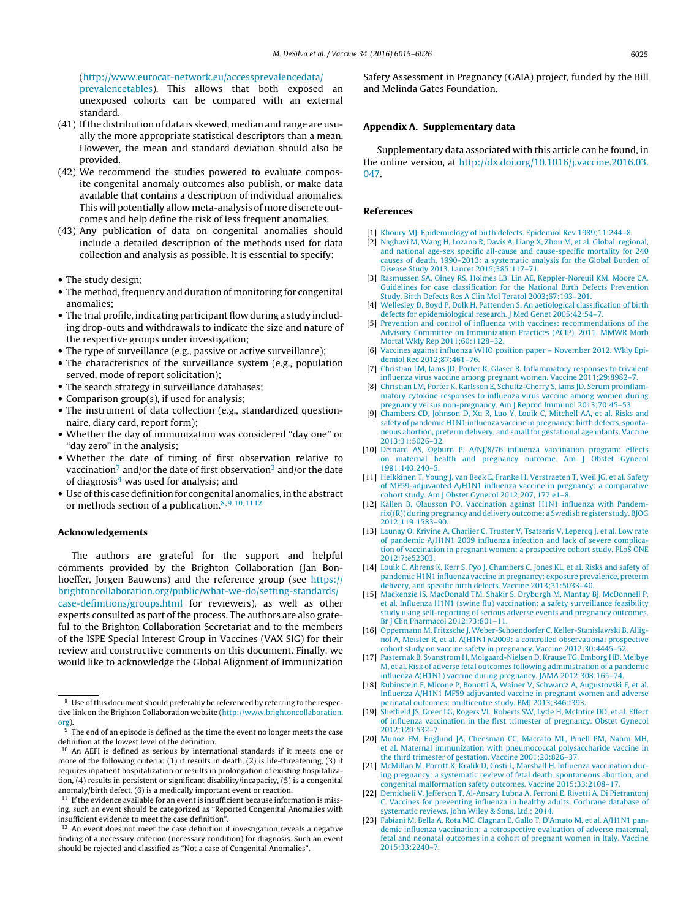(http://www.eurocat-network.eu/accessprevalencedata/prevalencetables). This allows that both exposed an unexposed cohorts can be compared with an external standard.

(41) If the distribution of data is skewed, median and range are usually the more appropriate statistical descriptors than a mean. However, the mean and standard deviation should also be provided.

(42) We recommend the studies powered to evaluate composite congenital anomaly outcomes also publish, or make data available that contains a description of individual anomalies. This will potentially allow meta-analysis of more discrete outcomes and help define the risk of less frequent anomalies.

(43) Any publication of data on congenital anomalies should include a detailed description of the methods used for data collection and analysis as possible. It is essential to specify:

- The study design;
- The method, frequency and duration of monitoring for congenital anomalies;
- The trial profile, indicating participant flow during a study including drop-outs and withdrawals to indicate the size and nature of the respective groups under investigation;
- The type of surveillance (e.g., passive or active surveillance);
- The characteristics of the surveillance system (e.g., population served, mode of report solicitation);
- The search strategy in surveillance databases;
- Comparison group(s), if used for analysis;
- The instrument of data collection (e.g., standardized questionnaire, diary card, report form);
- Whether the day of immunization was considered "day one" or "day zero" in the analysis;
- Whether the date of timing of first observation relative to vaccination[7] and/or the date of first observation[3] and/or the date of diagnosis[4] was used for analysis; and
- Use of this case definition for congenital anomalies, in the abstract or methods section of a publication.[8],[9],[10],[11][12]

## Acknowledgements

The authors are grateful for the support and helpful comments provided by the Brighton Collaboration (Jan Bonhoeffer, Jorgen Bauwens) and the reference group (see https://brightoncollaboration.org/public/what-we-do/setting-standards/case-definitions/groups.html for reviewers), as well as other experts consulted as part of the process. The authors are also grateful to the Brighton Collaboration Secretariat and to the members of the ISPE Special Interest Group in Vaccines (VAX SIG) for their review and constructive comments on this document. Finally, we would like to acknowledge the Global Alignment of Immunization Safety Assessment in Pregnancy (GAIA) project, funded by the Bill and Melinda Gates Foundation.

## Appendix A. Supplementary data

Supplementary data associated with this article can be found, in the online version, at http://dx.doi.org/10.1016/j.vaccine.2016.03.047.

## References

[1] Khoury MJ. Epidemiology of birth defects. Epidemiol Rev 1989;11:244–8.

[2] Naghavi M, Wang H, Lozano R, Davis A, Liang X, Zhou M, et al. Global, regional, and national age-sex specific all-cause and cause-specific mortality for 240 causes of death, 1990–2013: a systematic analysis for the Global Burden of Disease Study 2013. Lancet 2015;385:117–71.

[3] Rasmussen SA, Olney RS, Holmes LB, Lin AE, Keppler-Noreuil KM, Moore CA. Guidelines for case classification for the National Birth Defects Prevention Study. Birth Defects Res A Clin Mol Teratol 2003;67:193–201.

[4] Wellesley D, Boyd P, Dolk H, Pattenden S. An aetiological classification of birth defects for epidemiological research. J Med Genet 2005;42:54–7.

[5] Prevention and control of influenza with vaccines: recommendations of the Advisory Committee on Immunization Practices (ACIP), 2011. MMWR Morb Mortal Wkly Rep 2011;60:1128–32.

[6] Vaccines against influenza WHO position paper – November 2012. Wkly Epidemiol Rec 2012;87:461–76.

[7] Christian LM, Iams JD, Porter K, Glaser R. Inflammatory responses to trivalent influenza virus vaccine among pregnant women. Vaccine 2011;29:8982–7.

[8] Christian LM, Porter K, Karlsson E, Schultz-Cherry S, Iams JD. Serum proinflammatory cytokine responses to influenza virus vaccine among women during pregnancy versus non-pregnancy. Am J Reprod Immunol 2013;70:45–53.

[9] Chambers CD, Johnson D, Xu R, Luo Y, Louik C, Mitchell AA, et al. Risks and safety of pandemic H1N1 influenza vaccine in pregnancy: birth defects, spontaneous abortion, preterm delivery, and small for gestational age infants. Vaccine 2013;31:5026–32.

[10] Deinard AS, Ogburn P. A/NJ/8/76 influenza vaccination program: effects on maternal health and pregnancy outcome. Am J Obstet Gynecol 1981;140:240–5.

[11] Heikkinen T, Young J, van Beek E, Franke H, Verstraeten T, Weil JG, et al. Safety of MF59-adjuvanted A/H1N1 influenza vaccine in pregnancy: a comparative cohort study. Am J Obstet Gynecol 2012;207, 177 e1–8.

[12] Kallen B, Olausson PO. Vaccination against H1N1 influenza with Pandemrix((R)) during pregnancy and delivery outcome: a Swedish register study. BJOG 2012;119:1583–90.

[13] Launay O, Krivine A, Charlier C, Truster V, Tsatsaris V, Lepercq J, et al. Low rate of pandemic A/H1N1 2009 influenza infection and lack of severe complication of vaccination in pregnant women: a prospective cohort study. PLoS ONE 2012;7:e52303.

[14] Louik C, Ahrens K, Kerr S, Pyo J, Chambers C, Jones KL, et al. Risks and safety of pandemic H1N1 influenza vaccine in pregnancy: exposure prevalence, preterm delivery, and specific birth defects. Vaccine 2013;31:5033–40.

[15] Mackenzie IS, MacDonald TM, Shakir S, Dryburgh M, Mantay BJ, McDonnell P, et al. Influenza H1N1 (swine flu) vaccination: a safety surveillance feasibility study using self-reporting of serious adverse events and pregnancy outcomes. Br J Clin Pharmacol 2012;73:801–11.

[16] Oppermann M, Fritzsche J, Weber-Schoendorfer C, Keller-Stanislawski B, Allignol A, Meister R, et al. A(H1N1)v2009: a controlled observational prospective cohort study on vaccine safety in pregnancy. Vaccine 2012;30:4445–52.

[17] Pasternak B, Svanstrom H, Molgaard-Nielsen D, Krause TG, Emborg HD, Melbye M, et al. Risk of adverse fetal outcomes following administration of a pandemic influenza A(H1N1) vaccine during pregnancy. JAMA 2012;308:165–74.

[18] Rubinstein F, Micone P, Bonotti A, Wainer V, Schwarcz A, Augustovski F, et al. Influenza A/H1N1 MF59 adjuvanted vaccine in pregnant women and adverse perinatal outcomes: multicentre study. BMJ 2013;346:f393.

[19] Sheffield JS, Greer LG, Rogers VL, Roberts SW, Lytle H, McIntire DD, et al. Effect of influenza vaccination in the first trimester of pregnancy. Obstet Gynecol 2012;120:532–7.

[20] Munoz FM, Englund JA, Cheesman CC, Maccato ML, Pinell PM, Nahm MH, et al. Maternal immunization with pneumococcal polysaccharide vaccine in the third trimester of gestation. Vaccine 2001;20:826–37.

[21] McMillan M, Porritt K, Kralik D, Costi L, Marshall H. Influenza vaccination during pregnancy: a systematic review of fetal death, spontaneous abortion, and congenital malformation safety outcomes. Vaccine 2015;33:2108–17.

[22] Demicheli V, Jefferson T, Al-Ansary Lubna A, Ferroni E, Rivetti A, Di Pietrantonj C. Vaccines for preventing influenza in healthy adults. Cochrane database of systematic reviews. John Wiley & Sons, Ltd.; 2014.

[23] Fabiani M, Bella A, Rota MC, Clagnan E, Gallo T, D'Amato M, et al. A/H1N1 pandemic influenza vaccination: a retrospective evaluation of adverse maternal, fetal and neonatal outcomes in a cohort of pregnant women in Italy. Vaccine 2015;33:2240–7.

---

[8] Use of this document should preferably be referenced by referring to the respective link on the Brighton Collaboration website (http://www.brightoncollaboration.org).

[9] The end of an episode is defined as the time the event no longer meets the case definition at the lowest level of the definition.

[10] An AEFI is defined as serious by international standards if it meets one or more of the following criteria: (1) it results in death, (2) is life-threatening, (3) it requires inpatient hospitalization or results in prolongation of existing hospitalization, (4) results in persistent or significant disability/incapacity, (5) is a congenital anomaly/birth defect, (6) is a medically important event or reaction.

[11] If the evidence available for an event is insufficient because information is missing, such an event should be categorized as "Reported Congenital Anomalies with insufficient evidence to meet the case definition".

[12] An event does not meet the case definition if investigation reveals a negative finding of a necessary criterion (necessary condition) for diagnosis. Such an event should be rejected and classified as "Not a case of Congenital Anomalies".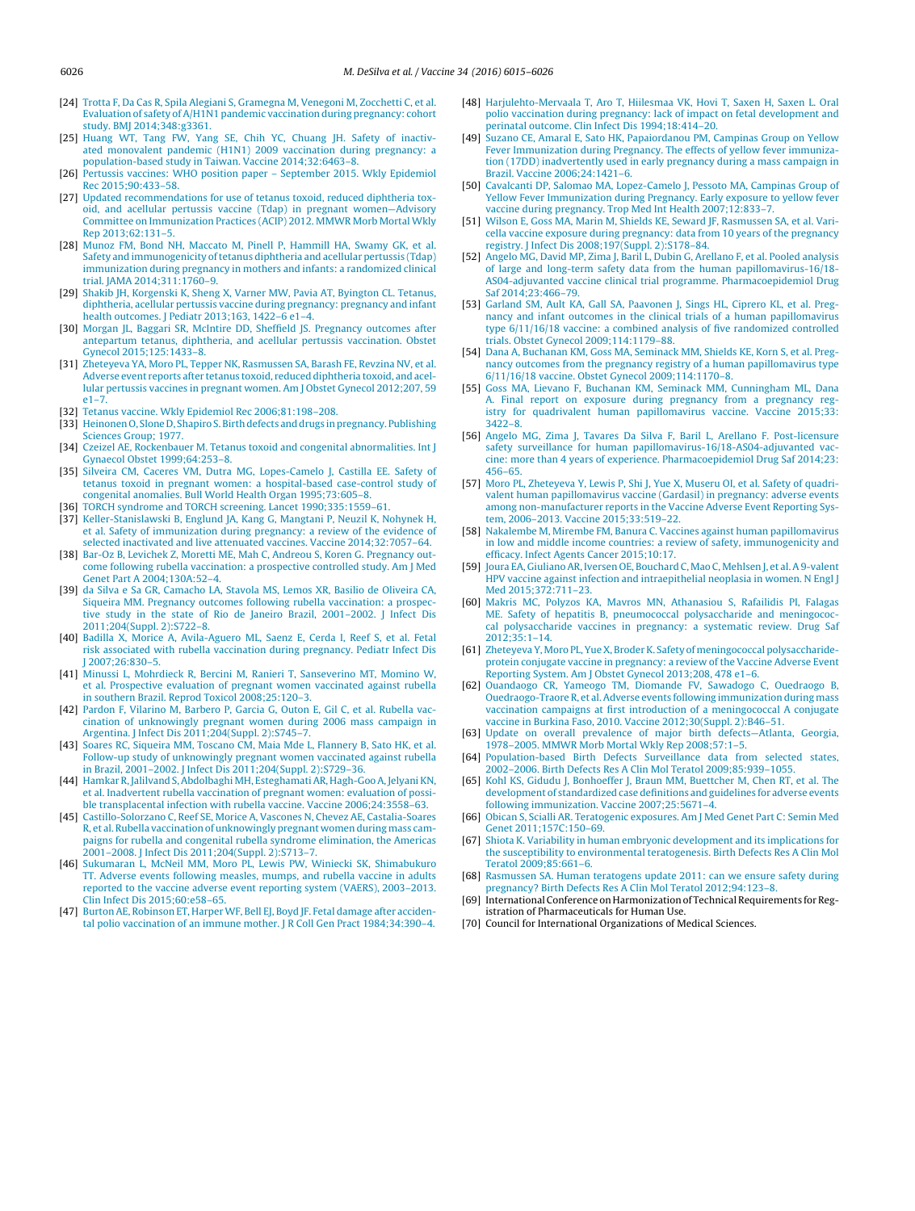[24] Trotta F, Da Cas R, Spila Alegiani S, Gramegna M, Venegoni M, Zocchetti C, et al. Evaluation of safety of A/H1N1 pandemic vaccination during pregnancy: cohort study. BMJ 2014;348:g3361.

[25] Huang WT, Tang FW, Yang SE, Chih YC, Chuang JH. Safety of inactivated monovalent pandemic (H1N1) 2009 vaccination during pregnancy: a population-based study in Taiwan. Vaccine 2014;32:6463–8.

[26] Pertussis vaccines: WHO position paper – September 2015. Wkly Epidemiol Rec 2015;90:433–58.

[27] Updated recommendations for use of tetanus toxoid, reduced diphtheria toxoid, and acellular pertussis vaccine (Tdap) in pregnant women—Advisory Committee on Immunization Practices (ACIP) 2012. MMWR Morb Mortal Wkly Rep 2013;62:131–5.

[28] Munoz FM, Bond NH, Maccato M, Pinell P, Hammill HA, Swamy GK, et al. Safety and immunogenicity of tetanus diphtheria and acellular pertussis (Tdap) immunization during pregnancy in mothers and infants: a randomized clinical trial. JAMA 2014;311:1760–9.

[29] Shakib JH, Korgenski K, Sheng X, Varner MW, Pavia AT, Byington CL. Tetanus, diphtheria, acellular pertussis vaccine during pregnancy: pregnancy and infant health outcomes. J Pediatr 2013;163, 1422–6 e1–4.

[30] Morgan JL, Baggari SR, McIntire DD, Sheffield JS. Pregnancy outcomes after antepartum tetanus, diphtheria, and acellular pertussis vaccination. Obstet Gynecol 2015;125:1433–8.

[31] Zheteyeva YA, Moro PL, Tepper NK, Rasmussen SA, Barash FE, Revzina NV, et al. Adverse event reports after tetanus toxoid, reduced diphtheria toxoid, and acellular pertussis vaccines in pregnant women. Am J Obstet Gynecol 2012;207, 59 e1–7.

[32] Tetanus vaccine. Wkly Epidemiol Rec 2006;81:198–208.

[33] Heinonen O, Slone D, Shapiro S. Birth defects and drugs in pregnancy. Publishing Sciences Group; 1977.

[34] Czeizel AE, Rockenbauer M. Tetanus toxoid and congenital abnormalities. Int J Gynaecol Obstet 1999;64:253–8.

[35] Silveira CM, Caceres VM, Dutra MG, Lopes-Camelo J, Castilla EE. Safety of tetanus toxoid in pregnant women: a hospital-based case-control study of congenital anomalies. Bull World Health Organ 1995;73:605–8.

[36] TORCH syndrome and TORCH screening. Lancet 1990;335:1559–61.

[37] Keller-Stanislawski B, Englund JA, Kang G, Mangtani P, Neuzil K, Nohynek H, et al. Safety of immunization during pregnancy: a review of the evidence of selected inactivated and live attenuated vaccines. Vaccine 2014;32:7057–64.

[38] Bar-Oz B, Levichek Z, Moretti ME, Mah C, Andreou S, Koren G. Pregnancy outcome following rubella vaccination: a prospective controlled study. Am J Med Genet Part A 2004;130A:52–4.

[39] da Silva e Sa GR, Camacho LA, Stavola MS, Lemos XR, Basilio de Oliveira CA, Siqueira MM. Pregnancy outcomes following rubella vaccination: a prospective study in the state of Rio de Janeiro Brazil, 2001–2002. J Infect Dis 2011;204(Suppl. 2):S722–8.

[40] Badilla X, Morice A, Avila-Aguero ML, Saenz E, Cerda I, Reef S, et al. Fetal risk associated with rubella vaccination during pregnancy. Pediatr Infect Dis J 2007;26:830–5.

[41] Minussi L, Mohrdieck R, Bercini M, Ranieri T, Sanseverino MT, Momino W, et al. Prospective evaluation of pregnant women vaccinated against rubella in southern Brazil. Reprod Toxicol 2008;25:120–3.

[42] Pardon F, Vilarino M, Barbero P, Garcia G, Outon E, Gil C, et al. Rubella vaccination of unknowingly pregnant women during 2006 mass campaign in Argentina. J Infect Dis 2011;204(Suppl. 2):S745–7.

[43] Soares RC, Siqueira MM, Toscano CM, Maia Mde L, Flannery B, Sato HK, et al. Follow-up study of unknowingly pregnant women vaccinated against rubella in Brazil, 2001–2002. J Infect Dis 2011;204(Suppl. 2):S729–36.

[44] Hamkar R, Jalilvand S, Abdolbaghi MH, Esteghamati AR, Hagh-Goo A, Jelyani KN, et al. Inadvertent rubella vaccination of pregnant women: evaluation of possible transplacental infection with rubella vaccine. Vaccine 2006;24:3558–63.

[45] Castillo-Solorzano C, Reef SE, Morice A, Vascones N, Chevez AE, Castalia-Soares R, et al. Rubella vaccination of unknowingly pregnant women during mass campaigns for rubella and congenital rubella syndrome elimination, the Americas 2001–2008. J Infect Dis 2011;204(Suppl. 2):S713–7.

[46] Sukumaran L, McNeil MM, Moro PL, Lewis PW, Winiecki SK, Shimabukuro TT. Adverse events following measles, mumps, and rubella vaccine in adults reported to the vaccine adverse event reporting system (VAERS), 2003–2013. Clin Infect Dis 2015;60:e58–65.

[47] Burton AE, Robinson ET, Harper WF, Bell EJ, Boyd JF. Fetal damage after accidental polio vaccination of an immune mother. J R Coll Gen Pract 1984;34:390–4.

[48] Harjulehto-Mervaala T, Aro T, Hiilesmaa VK, Hovi T, Saxen H, Saxen L. Oral polio vaccination during pregnancy: lack of impact on fetal development and perinatal outcome. Clin Infect Dis 1994;18:414–20.

[49] Suzano CE, Amaral E, Sato HK, Papaiordanou PM, Campinas Group on Yellow Fever Immunization during Pregnancy. The effects of yellow fever immunization (17DD) inadvertently used in early pregnancy during a mass campaign in Brazil. Vaccine 2006;24:1421–6.

[50] Cavalcanti DP, Salomao MA, Lopez-Camelo J, Pessoto MA, Campinas Group of Yellow Fever Immunization during Pregnancy. Early exposure to yellow fever vaccine during pregnancy. Trop Med Int Health 2007;12:833–7.

[51] Wilson E, Goss MA, Marin M, Shields KE, Seward JF, Rasmussen SA, et al. Varicella vaccine exposure during pregnancy: data from 10 years of the pregnancy registry. J Infect Dis 2008;197(Suppl. 2):S178–84.

[52] Angelo MG, David MP, Zima J, Baril L, Dubin G, Arellano F, et al. Pooled analysis of large and long-term safety data from the human papillomavirus-16/18-AS04-adjuvanted vaccine clinical trial programme. Pharmacoepidemiol Drug Saf 2014;23:466–79.

[53] Garland SM, Ault KA, Gall SA, Paavonen J, Sings HL, Ciprero KL, et al. Pregnancy and infant outcomes in the clinical trials of a human papillomavirus type 6/11/16/18 vaccine: a combined analysis of five randomized controlled trials. Obstet Gynecol 2009;114:1179–88.

[54] Dana A, Buchanan KM, Goss MA, Seminack MM, Shields KE, Korn S, et al. Pregnancy outcomes from the pregnancy registry of a human papillomavirus type 6/11/16/18 vaccine. Obstet Gynecol 2009;114:1170–8.

[55] Goss MA, Lievano F, Buchanan KM, Seminack MM, Cunningham ML, Dana A. Final report on exposure during pregnancy from a pregnancy registry for quadrivalent human papillomavirus vaccine. Vaccine 2015;33:3422–8.

[56] Angelo MG, Zima J, Tavares Da Silva F, Baril L, Arellano F. Post-licensure safety surveillance for human papillomavirus-16/18-AS04-adjuvanted vaccine: more than 4 years of experience. Pharmacoepidemiol Drug Saf 2014;23:456–65.

[57] Moro PL, Zheteyeva Y, Lewis P, Shi J, Yue X, Museru OI, et al. Safety of quadrivalent human papillomavirus vaccine (Gardasil) in pregnancy: adverse events among non-manufacturer reports in the Vaccine Adverse Event Reporting System, 2006–2013. Vaccine 2015;33:519–22.

[58] Nakalembe M, Mirembe FM, Banura C. Vaccines against human papillomavirus in low and middle income countries: a review of safety, immunogenicity and efficacy. Infect Agents Cancer 2015;10:17.

[59] Joura EA, Giuliano AR, Iversen OE, Bouchard C, Mao C, Mehlsen J, et al. A 9-valent HPV vaccine against infection and intraepithelial neoplasia in women. N Engl J Med 2015;372:711–23.

[60] Makris MC, Polyzos KA, Mavros MN, Athanasiou S, Rafailidis PI, Falagas ME. Safety of hepatitis B, pneumococcal polysaccharide and meningococcal polysaccharide vaccines in pregnancy: a systematic review. Drug Saf 2012;35:1–14.

[61] Zheteyeva Y, Moro PL, Yue X, Broder K. Safety of meningococcal polysaccharide-protein conjugate vaccine in pregnancy: a review of the Vaccine Adverse Event Reporting System. Am J Obstet Gynecol 2013;208, 478 e1–6.

[62] Ouandaogo CR, Yameogo TM, Diomande FV, Sawadogo C, Ouedraogo B, Ouedraogo-Traore R, et al. Adverse events following immunization during mass vaccination campaigns at first introduction of a meningococcal A conjugate vaccine in Burkina Faso, 2010. Vaccine 2012;30(Suppl. 2):B46–51.

[63] Update on overall prevalence of major birth defects—Atlanta, Georgia, 1978–2005. MMWR Morb Mortal Wkly Rep 2008;57:1–5.

[64] Population-based Birth Defects Surveillance data from selected states, 2002–2006. Birth Defects Res A Clin Mol Teratol 2009;85:939–1055.

[65] Kohl KS, Gidudu J, Bonhoeffer J, Braun MM, Buettcher M, Chen RT, et al. The development of standardized case definitions and guidelines for adverse events following immunization. Vaccine 2007;25:5671–4.

[66] Obican S, Scialli AR. Teratogenic exposures. Am J Med Genet Part C: Semin Med Genet 2011;157C:150–69.

[67] Shiota K. Variability in human embryonic development and its implications for the susceptibility to environmental teratogenesis. Birth Defects Res A Clin Mol Teratol 2009;85:661–6.

[68] Rasmussen SA. Human teratogens update 2011: can we ensure safety during pregnancy? Birth Defects Res A Clin Mol Teratol 2012;94:123–8.

[69] International Conference on Harmonization of Technical Requirements for Registration of Pharmaceuticals for Human Use.

[70] Council for International Organizations of Medical Sciences.